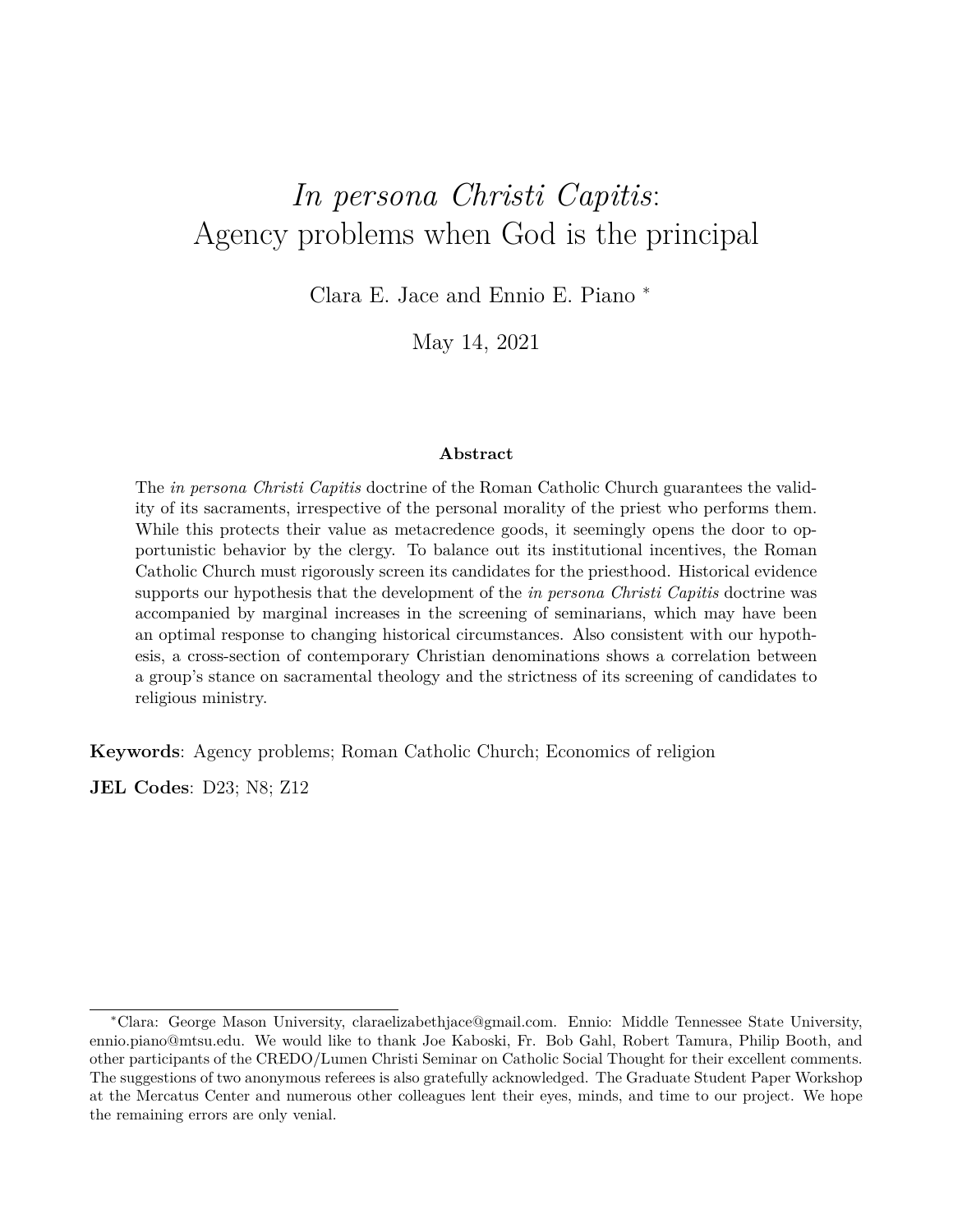# *In persona Christi Capitis*: Agency problems when God is the principal

Clara E. Jace and Ennio E. Piano [*]

May 14, 2021

**Abstract**

The *in persona Christi Capitis* doctrine of the Roman Catholic Church guarantees the validity of its sacraments, irrespective of the personal morality of the priest who performs them. While this protects their value as metacredence goods, it seemingly opens the door to opportunistic behavior by the clergy. To balance out its institutional incentives, the Roman Catholic Church must rigorously screen its candidates for the priesthood. Historical evidence supports our hypothesis that the development of the *in persona Christi Capitis* doctrine was accompanied by marginal increases in the screening of seminarians, which may have been an optimal response to changing historical circumstances. Also consistent with our hypothesis, a cross-section of contemporary Christian denominations shows a correlation between a group's stance on sacramental theology and the strictness of its screening of candidates to religious ministry.

**Keywords**: Agency problems; Roman Catholic Church; Economics of religion

**JEL Codes**: D23; N8; Z12

[*] Clara: George Mason University, claraelizabethjace@gmail.com. Ennio: Middle Tennessee State University, ennio.piano@mtsu.edu. We would like to thank Joe Kaboski, Fr. Bob Gahl, Robert Tamura, Philip Booth, and other participants of the CREDO/Lumen Christi Seminar on Catholic Social Thought for their excellent comments. The suggestions of two anonymous referees is also gratefully acknowledged. The Graduate Student Paper Workshop at the Mercatus Center and numerous other colleagues lent their eyes, minds, and time to our project. We hope the remaining errors are only venial.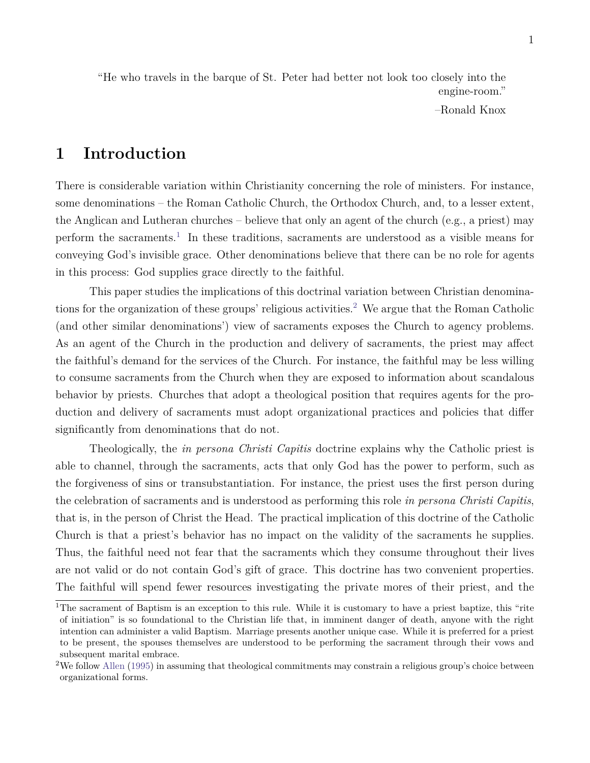> "He who travels in the barque of St. Peter had better not look too closely into the engine-room."
>
> –Ronald Knox

# 1 Introduction

There is considerable variation within Christianity concerning the role of ministers. For instance, some denominations – the Roman Catholic Church, the Orthodox Church, and, to a lesser extent, the Anglican and Lutheran churches – believe that only an agent of the church (e.g., a priest) may perform the sacraments.[1] In these traditions, sacraments are understood as a visible means for conveying God's invisible grace. Other denominations believe that there can be no role for agents in this process: God supplies grace directly to the faithful.

This paper studies the implications of this doctrinal variation between Christian denominations for the organization of these groups' religious activities.[2] We argue that the Roman Catholic (and other similar denominations') view of sacraments exposes the Church to agency problems. As an agent of the Church in the production and delivery of sacraments, the priest may affect the faithful's demand for the services of the Church. For instance, the faithful may be less willing to consume sacraments from the Church when they are exposed to information about scandalous behavior by priests. Churches that adopt a theological position that requires agents for the production and delivery of sacraments must adopt organizational practices and policies that differ significantly from denominations that do not.

Theologically, the *in persona Christi Capitis* doctrine explains why the Catholic priest is able to channel, through the sacraments, acts that only God has the power to perform, such as the forgiveness of sins or transubstantiation. For instance, the priest uses the first person during the celebration of sacraments and is understood as performing this role *in persona Christi Capitis*, that is, in the person of Christ the Head. The practical implication of this doctrine of the Catholic Church is that a priest's behavior has no impact on the validity of the sacraments he supplies. Thus, the faithful need not fear that the sacraments which they consume throughout their lives are not valid or do not contain God's gift of grace. This doctrine has two convenient properties. The faithful will spend fewer resources investigating the private mores of their priest, and the

[1] The sacrament of Baptism is an exception to this rule. While it is customary to have a priest baptize, this "rite of initiation" is so foundational to the Christian life that, in imminent danger of death, anyone with the right intention can administer a valid Baptism. Marriage presents another unique case. While it is preferred for a priest to be present, the spouses themselves are understood to be performing the sacrament through their vows and subsequent marital embrace.

[2] We follow Allen (1995) in assuming that theological commitments may constrain a religious group's choice between organizational forms.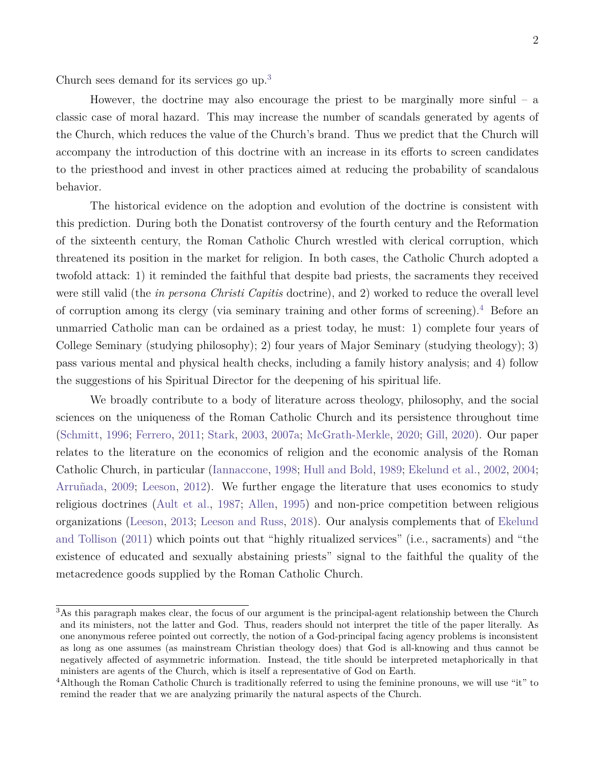Church sees demand for its services go up.[3]

However, the doctrine may also encourage the priest to be marginally more sinful – a classic case of moral hazard. This may increase the number of scandals generated by agents of the Church, which reduces the value of the Church's brand. Thus we predict that the Church will accompany the introduction of this doctrine with an increase in its efforts to screen candidates to the priesthood and invest in other practices aimed at reducing the probability of scandalous behavior.

The historical evidence on the adoption and evolution of the doctrine is consistent with this prediction. During both the Donatist controversy of the fourth century and the Reformation of the sixteenth century, the Roman Catholic Church wrestled with clerical corruption, which threatened its position in the market for religion. In both cases, the Catholic Church adopted a twofold attack: 1) it reminded the faithful that despite bad priests, the sacraments they received were still valid (the *in persona Christi Capitis* doctrine), and 2) worked to reduce the overall level of corruption among its clergy (via seminary training and other forms of screening).[4] Before an unmarried Catholic man can be ordained as a priest today, he must: 1) complete four years of College Seminary (studying philosophy); 2) four years of Major Seminary (studying theology); 3) pass various mental and physical health checks, including a family history analysis; and 4) follow the suggestions of his Spiritual Director for the deepening of his spiritual life.

We broadly contribute to a body of literature across theology, philosophy, and the social sciences on the uniqueness of the Roman Catholic Church and its persistence throughout time (Schmitt, 1996; Ferrero, 2011; Stark, 2003, 2007a; McGrath-Merkle, 2020; Gill, 2020). Our paper relates to the literature on the economics of religion and the economic analysis of the Roman Catholic Church, in particular (Iannaccone, 1998; Hull and Bold, 1989; Ekelund et al., 2002, 2004; Arruñada, 2009; Leeson, 2012). We further engage the literature that uses economics to study religious doctrines (Ault et al., 1987; Allen, 1995) and non-price competition between religious organizations (Leeson, 2013; Leeson and Russ, 2018). Our analysis complements that of Ekelund and Tollison (2011) which points out that "highly ritualized services" (i.e., sacraments) and "the existence of educated and sexually abstaining priests" signal to the faithful the quality of the metacredence goods supplied by the Roman Catholic Church.

---

[3] As this paragraph makes clear, the focus of our argument is the principal-agent relationship between the Church and its ministers, not the latter and God. Thus, readers should not interpret the title of the paper literally. As one anonymous referee pointed out correctly, the notion of a God-principal facing agency problems is inconsistent as long as one assumes (as mainstream Christian theology does) that God is all-knowing and thus cannot be negatively affected of asymmetric information. Instead, the title should be interpreted metaphorically in that ministers are agents of the Church, which is itself a representative of God on Earth.

[4] Although the Roman Catholic Church is traditionally referred to using the feminine pronouns, we will use "it" to remind the reader that we are analyzing primarily the natural aspects of the Church.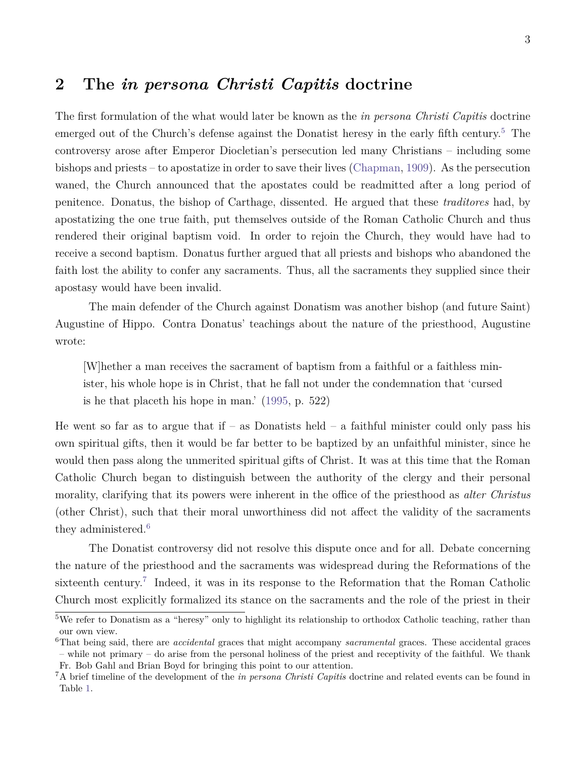## 2 The *in persona Christi Capitis* doctrine

The first formulation of the what would later be known as the *in persona Christi Capitis* doctrine emerged out of the Church's defense against the Donatist heresy in the early fifth century.[5] The controversy arose after Emperor Diocletian's persecution led many Christians – including some bishops and priests – to apostatize in order to save their lives (Chapman, 1909). As the persecution waned, the Church announced that the apostates could be readmitted after a long period of penitence. Donatus, the bishop of Carthage, dissented. He argued that these *traditores* had, by apostatizing the one true faith, put themselves outside of the Roman Catholic Church and thus rendered their original baptism void. In order to rejoin the Church, they would have had to receive a second baptism. Donatus further argued that all priests and bishops who abandoned the faith lost the ability to confer any sacraments. Thus, all the sacraments they supplied since their apostasy would have been invalid.

The main defender of the Church against Donatism was another bishop (and future Saint) Augustine of Hippo. Contra Donatus' teachings about the nature of the priesthood, Augustine wrote:

> [W]hether a man receives the sacrament of baptism from a faithful or a faithless minister, his whole hope is in Christ, that he fall not under the condemnation that 'cursed is he that placeth his hope in man.' (1995, p. 522)

He went so far as to argue that if – as Donatists held – a faithful minister could only pass his own spiritual gifts, then it would be far better to be baptized by an unfaithful minister, since he would then pass along the unmerited spiritual gifts of Christ. It was at this time that the Roman Catholic Church began to distinguish between the authority of the clergy and their personal morality, clarifying that its powers were inherent in the office of the priesthood as *alter Christus* (other Christ), such that their moral unworthiness did not affect the validity of the sacraments they administered.[6]

The Donatist controversy did not resolve this dispute once and for all. Debate concerning the nature of the priesthood and the sacraments was widespread during the Reformations of the sixteenth century.[7] Indeed, it was in its response to the Reformation that the Roman Catholic Church most explicitly formalized its stance on the sacraments and the role of the priest in their

---

[5] We refer to Donatism as a "heresy" only to highlight its relationship to orthodox Catholic teaching, rather than our own view.

[6] That being said, there are *accidental* graces that might accompany *sacramental* graces. These accidental graces – while not primary – do arise from the personal holiness of the priest and receptivity of the faithful. We thank Fr. Bob Gahl and Brian Boyd for bringing this point to our attention.

[7] A brief timeline of the development of the *in persona Christi Capitis* doctrine and related events can be found in Table 1.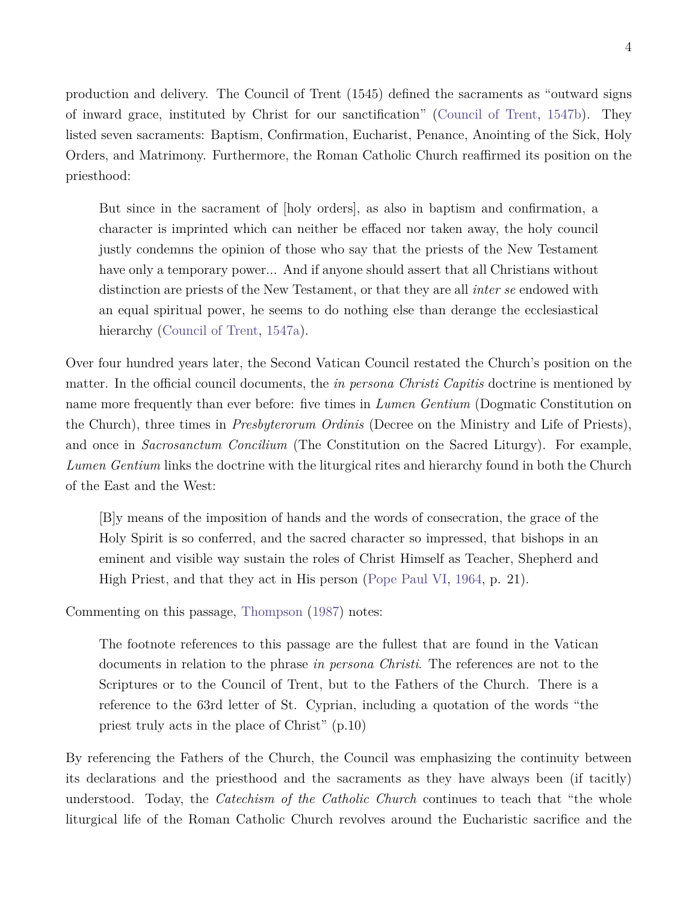production and delivery. The Council of Trent (1545) defined the sacraments as "outward signs of inward grace, instituted by Christ for our sanctification" (Council of Trent, 1547b). They listed seven sacraments: Baptism, Confirmation, Eucharist, Penance, Anointing of the Sick, Holy Orders, and Matrimony. Furthermore, the Roman Catholic Church reaffirmed its position on the priesthood:

> But since in the sacrament of [holy orders], as also in baptism and confirmation, a character is imprinted which can neither be effaced nor taken away, the holy council justly condemns the opinion of those who say that the priests of the New Testament have only a temporary power... And if anyone should assert that all Christians without distinction are priests of the New Testament, or that they are all *inter se* endowed with an equal spiritual power, he seems to do nothing else than derange the ecclesiastical hierarchy (Council of Trent, 1547a).

Over four hundred years later, the Second Vatican Council restated the Church's position on the matter. In the official council documents, the *in persona Christi Capitis* doctrine is mentioned by name more frequently than ever before: five times in *Lumen Gentium* (Dogmatic Constitution on the Church), three times in *Presbyterorum Ordinis* (Decree on the Ministry and Life of Priests), and once in *Sacrosanctum Concilium* (The Constitution on the Sacred Liturgy). For example, *Lumen Gentium* links the doctrine with the liturgical rites and hierarchy found in both the Church of the East and the West:

> [B]y means of the imposition of hands and the words of consecration, the grace of the Holy Spirit is so conferred, and the sacred character so impressed, that bishops in an eminent and visible way sustain the roles of Christ Himself as Teacher, Shepherd and High Priest, and that they act in His person (Pope Paul VI, 1964, p. 21).

Commenting on this passage, Thompson (1987) notes:

> The footnote references to this passage are the fullest that are found in the Vatican documents in relation to the phrase *in persona Christi*. The references are not to the Scriptures or to the Council of Trent, but to the Fathers of the Church. There is a reference to the 63rd letter of St. Cyprian, including a quotation of the words "the priest truly acts in the place of Christ" (p.10)

By referencing the Fathers of the Church, the Council was emphasizing the continuity between its declarations and the priesthood and the sacraments as they have always been (if tacitly) understood. Today, the *Catechism of the Catholic Church* continues to teach that "the whole liturgical life of the Roman Catholic Church revolves around the Eucharistic sacrifice and the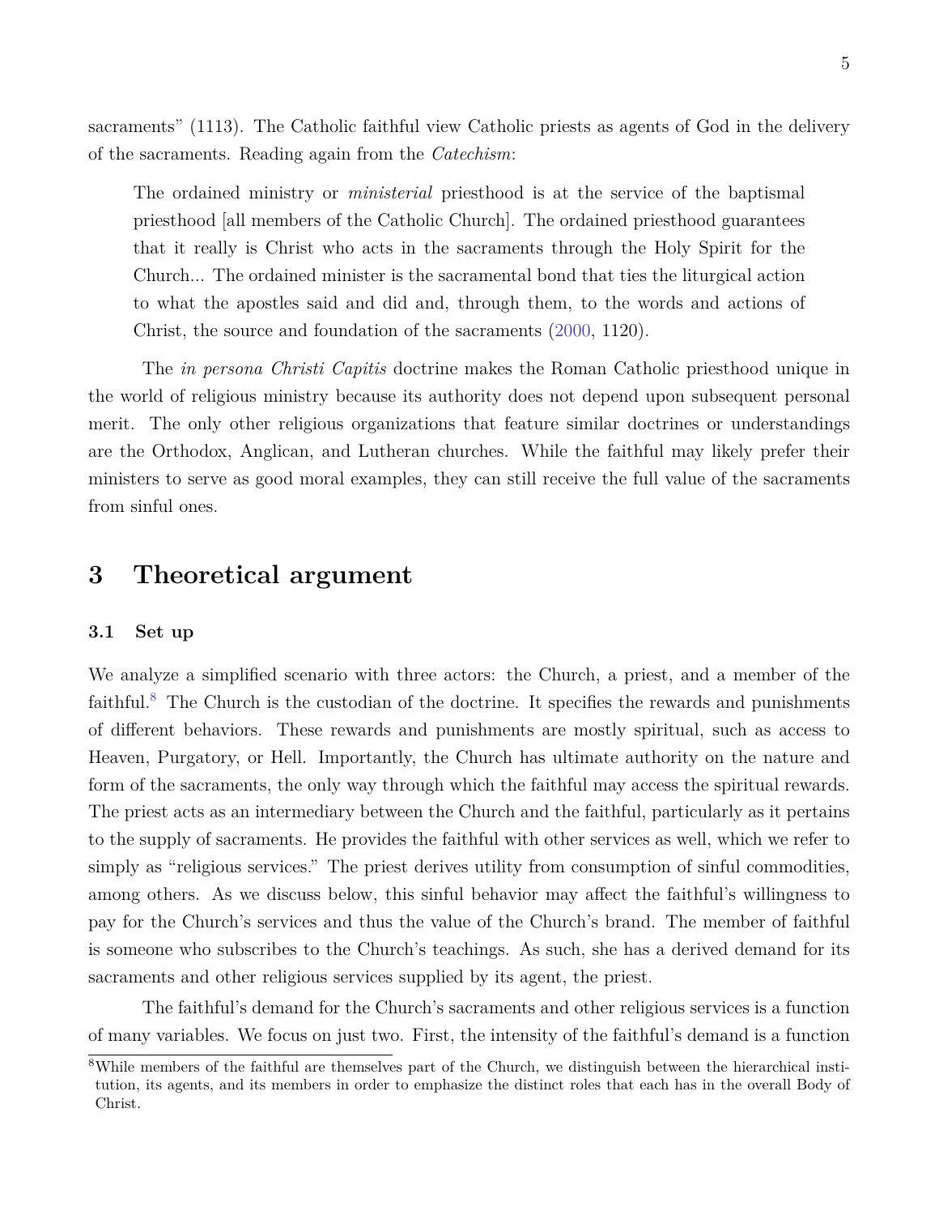sacraments" (1113). The Catholic faithful view Catholic priests as agents of God in the delivery of the sacraments. Reading again from the *Catechism*:

> The ordained ministry or *ministerial* priesthood is at the service of the baptismal priesthood [all members of the Catholic Church]. The ordained priesthood guarantees that it really is Christ who acts in the sacraments through the Holy Spirit for the Church... The ordained minister is the sacramental bond that ties the liturgical action to what the apostles said and did and, through them, to the words and actions of Christ, the source and foundation of the sacraments (2000, 1120).

The *in persona Christi Capitis* doctrine makes the Roman Catholic priesthood unique in the world of religious ministry because its authority does not depend upon subsequent personal merit. The only other religious organizations that feature similar doctrines or understandings are the Orthodox, Anglican, and Lutheran churches. While the faithful may likely prefer their ministers to serve as good moral examples, they can still receive the full value of the sacraments from sinful ones.

# 3 Theoretical argument

### 3.1 Set up

We analyze a simplified scenario with three actors: the Church, a priest, and a member of the faithful.[8] The Church is the custodian of the doctrine. It specifies the rewards and punishments of different behaviors. These rewards and punishments are mostly spiritual, such as access to Heaven, Purgatory, or Hell. Importantly, the Church has ultimate authority on the nature and form of the sacraments, the only way through which the faithful may access the spiritual rewards. The priest acts as an intermediary between the Church and the faithful, particularly as it pertains to the supply of sacraments. He provides the faithful with other services as well, which we refer to simply as "religious services." The priest derives utility from consumption of sinful commodities, among others. As we discuss below, this sinful behavior may affect the faithful's willingness to pay for the Church's services and thus the value of the Church's brand. The member of faithful is someone who subscribes to the Church's teachings. As such, she has a derived demand for its sacraments and other religious services supplied by its agent, the priest.

The faithful's demand for the Church's sacraments and other religious services is a function of many variables. We focus on just two. First, the intensity of the faithful's demand is a function

[8]While members of the faithful are themselves part of the Church, we distinguish between the hierarchical institution, its agents, and its members in order to emphasize the distinct roles that each has in the overall Body of Christ.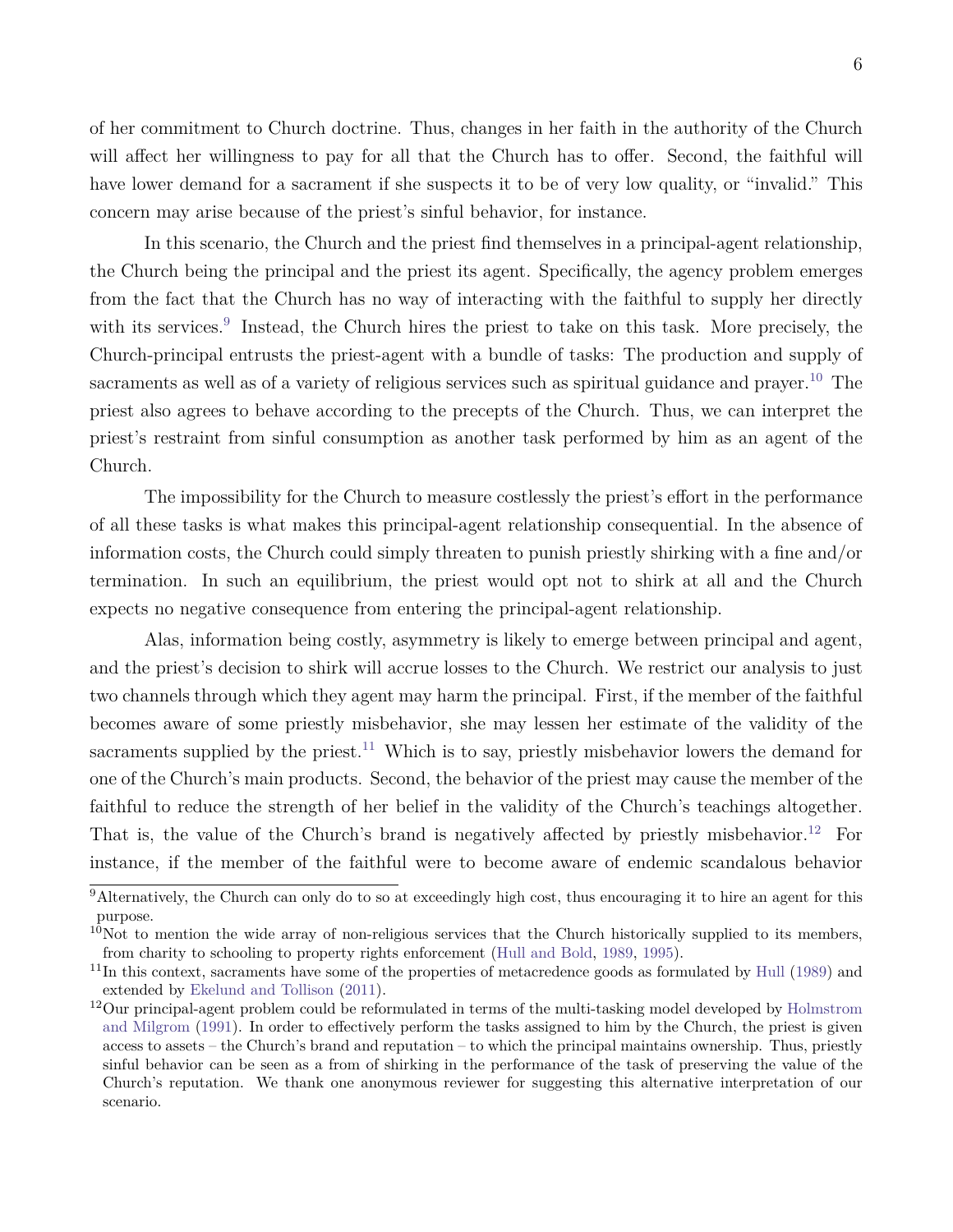of her commitment to Church doctrine. Thus, changes in her faith in the authority of the Church will affect her willingness to pay for all that the Church has to offer. Second, the faithful will have lower demand for a sacrament if she suspects it to be of very low quality, or "invalid." This concern may arise because of the priest's sinful behavior, for instance.

In this scenario, the Church and the priest find themselves in a principal-agent relationship, the Church being the principal and the priest its agent. Specifically, the agency problem emerges from the fact that the Church has no way of interacting with the faithful to supply her directly with its services.[9] Instead, the Church hires the priest to take on this task. More precisely, the Church-principal entrusts the priest-agent with a bundle of tasks: The production and supply of sacraments as well as of a variety of religious services such as spiritual guidance and prayer.[10] The priest also agrees to behave according to the precepts of the Church. Thus, we can interpret the priest's restraint from sinful consumption as another task performed by him as an agent of the Church.

The impossibility for the Church to measure costlessly the priest's effort in the performance of all these tasks is what makes this principal-agent relationship consequential. In the absence of information costs, the Church could simply threaten to punish priestly shirking with a fine and/or termination. In such an equilibrium, the priest would opt not to shirk at all and the Church expects no negative consequence from entering the principal-agent relationship.

Alas, information being costly, asymmetry is likely to emerge between principal and agent, and the priest's decision to shirk will accrue losses to the Church. We restrict our analysis to just two channels through which they agent may harm the principal. First, if the member of the faithful becomes aware of some priestly misbehavior, she may lessen her estimate of the validity of the sacraments supplied by the priest.[11] Which is to say, priestly misbehavior lowers the demand for one of the Church's main products. Second, the behavior of the priest may cause the member of the faithful to reduce the strength of her belief in the validity of the Church's teachings altogether. That is, the value of the Church's brand is negatively affected by priestly misbehavior.[12] For instance, if the member of the faithful were to become aware of endemic scandalous behavior

---

[9] Alternatively, the Church can only do to so at exceedingly high cost, thus encouraging it to hire an agent for this purpose.

[10] Not to mention the wide array of non-religious services that the Church historically supplied to its members, from charity to schooling to property rights enforcement (Hull and Bold, 1989, 1995).

[11] In this context, sacraments have some of the properties of metacredence goods as formulated by Hull (1989) and extended by Ekelund and Tollison (2011).

[12] Our principal-agent problem could be reformulated in terms of the multi-tasking model developed by Holmstrom and Milgrom (1991). In order to effectively perform the tasks assigned to him by the Church, the priest is given access to assets – the Church's brand and reputation – to which the principal maintains ownership. Thus, priestly sinful behavior can be seen as a from of shirking in the performance of the task of preserving the value of the Church's reputation. We thank one anonymous reviewer for suggesting this alternative interpretation of our scenario.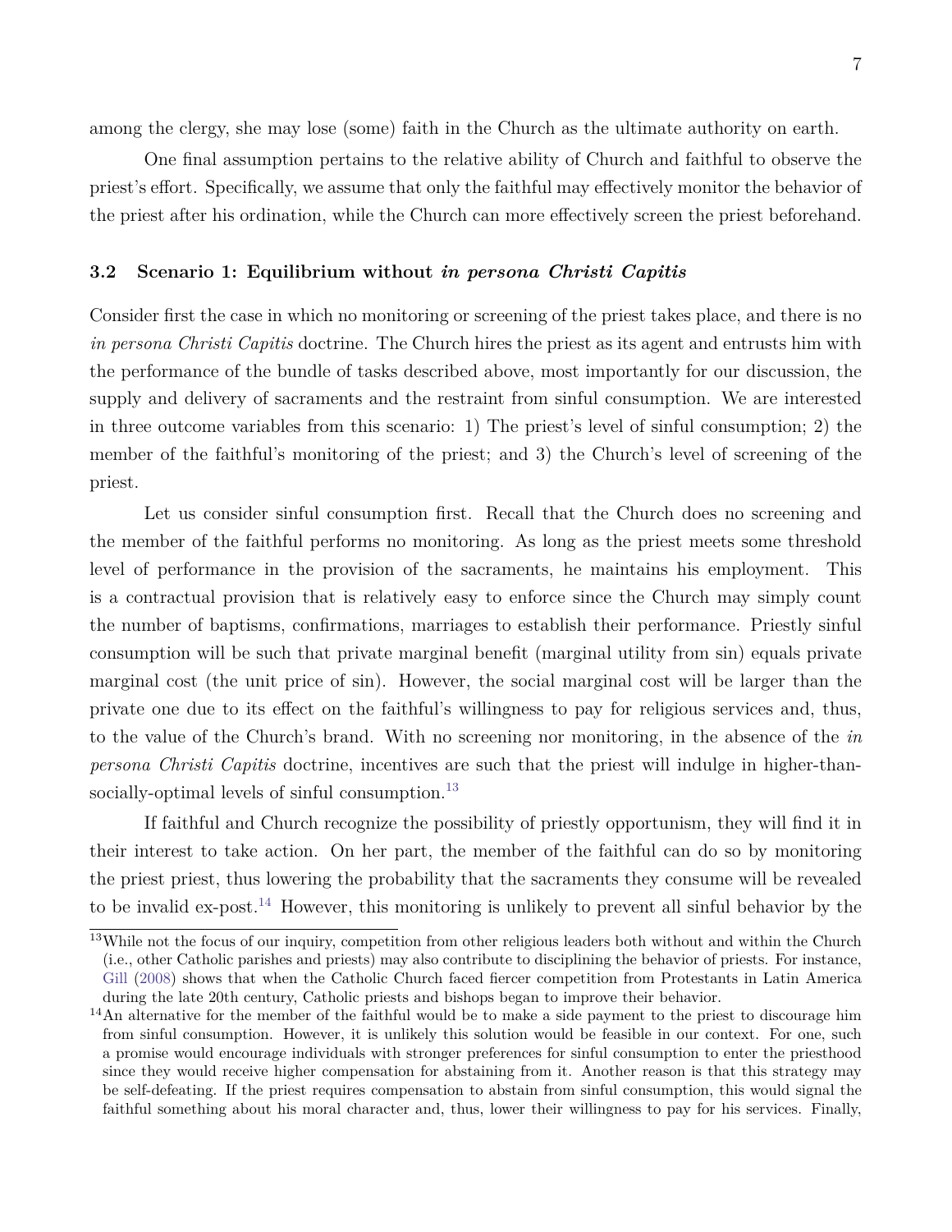among the clergy, she may lose (some) faith in the Church as the ultimate authority on earth.

One final assumption pertains to the relative ability of Church and faithful to observe the priest's effort. Specifically, we assume that only the faithful may effectively monitor the behavior of the priest after his ordination, while the Church can more effectively screen the priest beforehand.

### 3.2 Scenario 1: Equilibrium without *in persona Christi Capitis*

Consider first the case in which no monitoring or screening of the priest takes place, and there is no *in persona Christi Capitis* doctrine. The Church hires the priest as its agent and entrusts him with the performance of the bundle of tasks described above, most importantly for our discussion, the supply and delivery of sacraments and the restraint from sinful consumption. We are interested in three outcome variables from this scenario: 1) The priest's level of sinful consumption; 2) the member of the faithful's monitoring of the priest; and 3) the Church's level of screening of the priest.

Let us consider sinful consumption first. Recall that the Church does no screening and the member of the faithful performs no monitoring. As long as the priest meets some threshold level of performance in the provision of the sacraments, he maintains his employment. This is a contractual provision that is relatively easy to enforce since the Church may simply count the number of baptisms, confirmations, marriages to establish their performance. Priestly sinful consumption will be such that private marginal benefit (marginal utility from sin) equals private marginal cost (the unit price of sin). However, the social marginal cost will be larger than the private one due to its effect on the faithful's willingness to pay for religious services and, thus, to the value of the Church's brand. With no screening nor monitoring, in the absence of the *in persona Christi Capitis* doctrine, incentives are such that the priest will indulge in higher-than-socially-optimal levels of sinful consumption.[13]

If faithful and Church recognize the possibility of priestly opportunism, they will find it in their interest to take action. On her part, the member of the faithful can do so by monitoring the priest priest, thus lowering the probability that the sacraments they consume will be revealed to be invalid ex-post.[14] However, this monitoring is unlikely to prevent all sinful behavior by the

[13] While not the focus of our inquiry, competition from other religious leaders both without and within the Church (i.e., other Catholic parishes and priests) may also contribute to disciplining the behavior of priests. For instance, Gill (2008) shows that when the Catholic Church faced fiercer competition from Protestants in Latin America during the late 20th century, Catholic priests and bishops began to improve their behavior.

[14] An alternative for the member of the faithful would be to make a side payment to the priest to discourage him from sinful consumption. However, it is unlikely this solution would be feasible in our context. For one, such a promise would encourage individuals with stronger preferences for sinful consumption to enter the priesthood since they would receive higher compensation for abstaining from it. Another reason is that this strategy may be self-defeating. If the priest requires compensation to abstain from sinful consumption, this would signal the faithful something about his moral character and, thus, lower their willingness to pay for his services. Finally,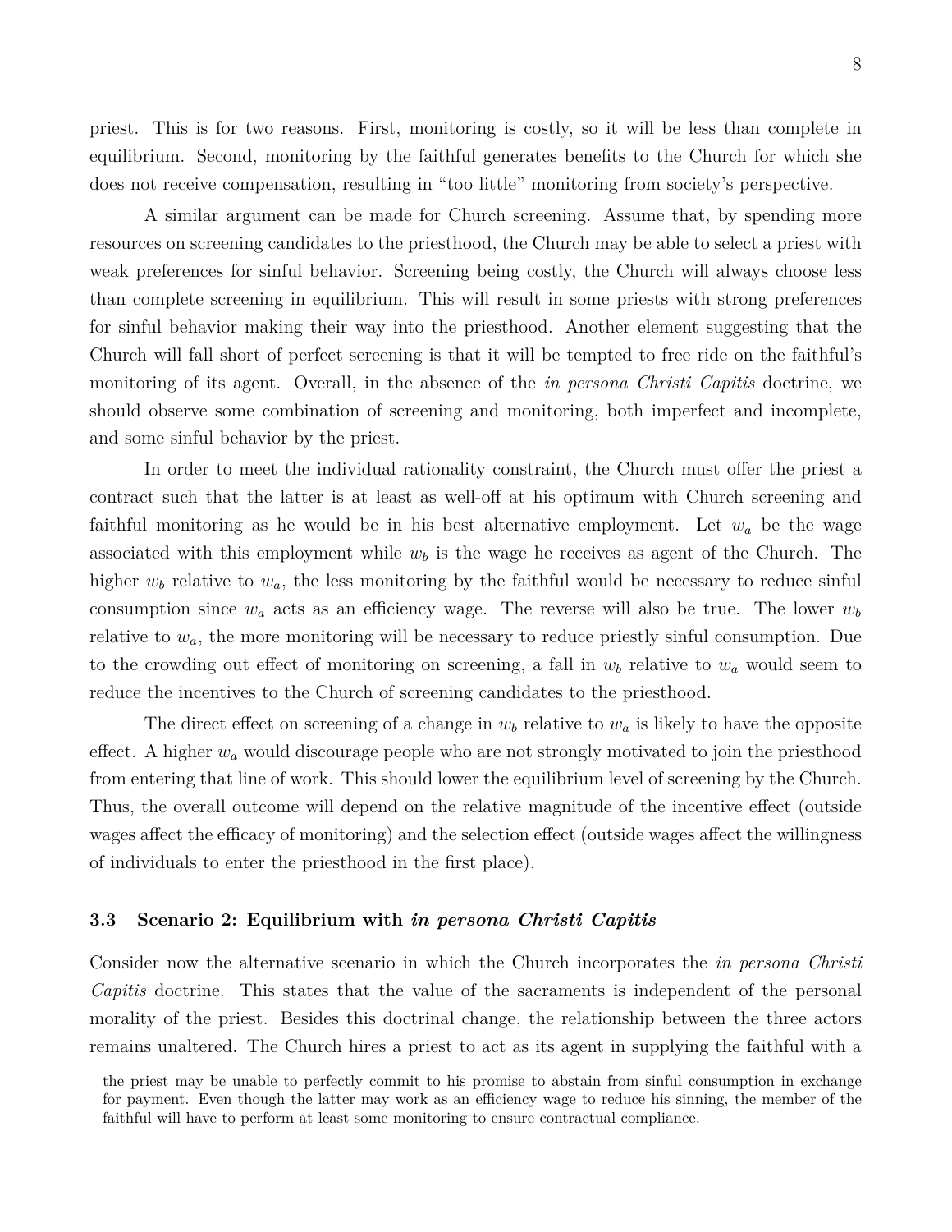priest. This is for two reasons. First, monitoring is costly, so it will be less than complete in equilibrium. Second, monitoring by the faithful generates benefits to the Church for which she does not receive compensation, resulting in "too little" monitoring from society's perspective.

A similar argument can be made for Church screening. Assume that, by spending more resources on screening candidates to the priesthood, the Church may be able to select a priest with weak preferences for sinful behavior. Screening being costly, the Church will always choose less than complete screening in equilibrium. This will result in some priests with strong preferences for sinful behavior making their way into the priesthood. Another element suggesting that the Church will fall short of perfect screening is that it will be tempted to free ride on the faithful's monitoring of its agent. Overall, in the absence of the *in persona Christi Capitis* doctrine, we should observe some combination of screening and monitoring, both imperfect and incomplete, and some sinful behavior by the priest.

In order to meet the individual rationality constraint, the Church must offer the priest a contract such that the latter is at least as well-off at his optimum with Church screening and faithful monitoring as he would be in his best alternative employment. Let $w_a$ be the wage associated with this employment while $w_b$ is the wage he receives as agent of the Church. The higher $w_b$ relative to $w_a$, the less monitoring by the faithful would be necessary to reduce sinful consumption since $w_a$ acts as an efficiency wage. The reverse will also be true. The lower $w_b$ relative to $w_a$, the more monitoring will be necessary to reduce priestly sinful consumption. Due to the crowding out effect of monitoring on screening, a fall in $w_b$ relative to $w_a$ would seem to reduce the incentives to the Church of screening candidates to the priesthood.

The direct effect on screening of a change in $w_b$ relative to $w_a$ is likely to have the opposite effect. A higher $w_a$ would discourage people who are not strongly motivated to join the priesthood from entering that line of work. This should lower the equilibrium level of screening by the Church. Thus, the overall outcome will depend on the relative magnitude of the incentive effect (outside wages affect the efficacy of monitoring) and the selection effect (outside wages affect the willingness of individuals to enter the priesthood in the first place).

### 3.3 Scenario 2: Equilibrium with *in persona Christi Capitis*

Consider now the alternative scenario in which the Church incorporates the *in persona Christi Capitis* doctrine. This states that the value of the sacraments is independent of the personal morality of the priest. Besides this doctrinal change, the relationship between the three actors remains unaltered. The Church hires a priest to act as its agent in supplying the faithful with a

---

the priest may be unable to perfectly commit to his promise to abstain from sinful consumption in exchange for payment. Even though the latter may work as an efficiency wage to reduce his sinning, the member of the faithful will have to perform at least some monitoring to ensure contractual compliance.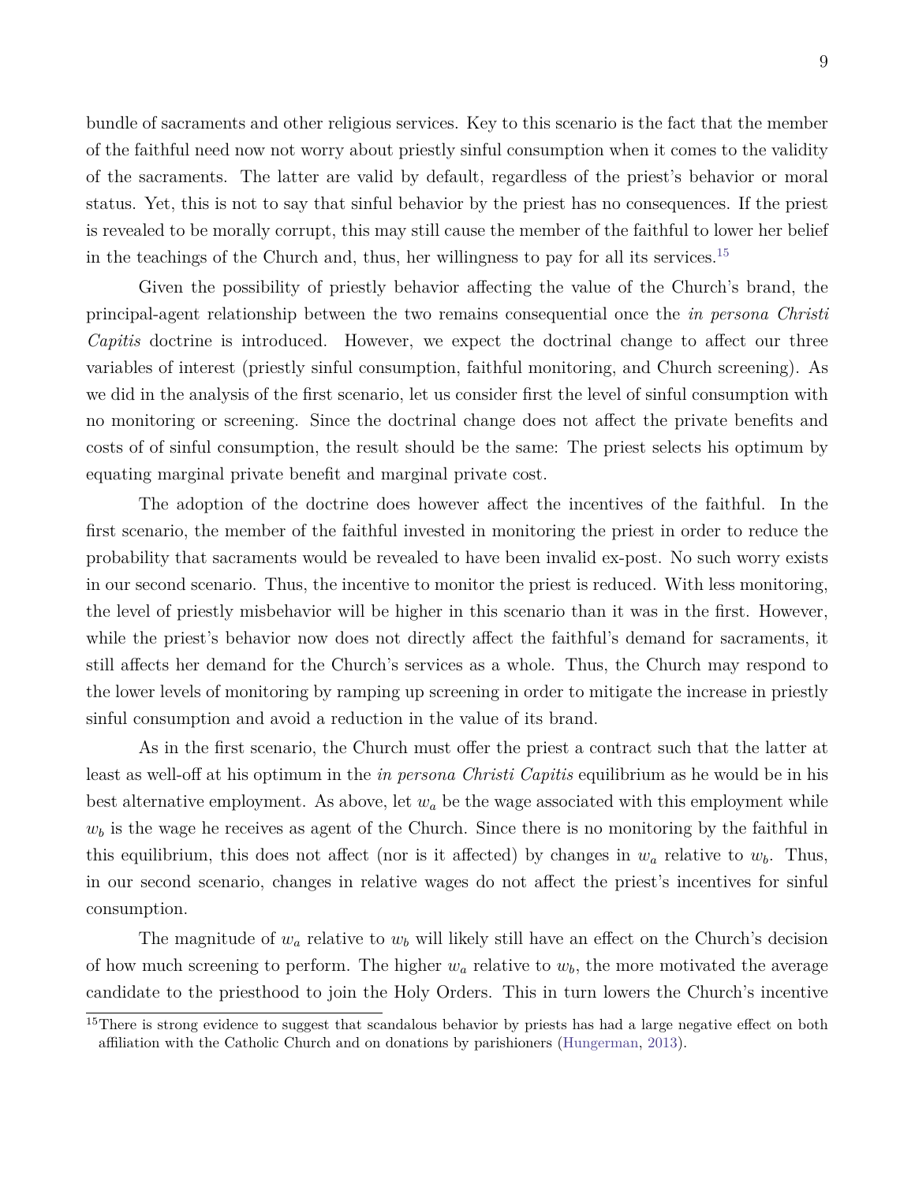bundle of sacraments and other religious services. Key to this scenario is the fact that the member of the faithful need now not worry about priestly sinful consumption when it comes to the validity of the sacraments. The latter are valid by default, regardless of the priest's behavior or moral status. Yet, this is not to say that sinful behavior by the priest has no consequences. If the priest is revealed to be morally corrupt, this may still cause the member of the faithful to lower her belief in the teachings of the Church and, thus, her willingness to pay for all its services.[15]

Given the possibility of priestly behavior affecting the value of the Church's brand, the principal-agent relationship between the two remains consequential once the *in persona Christi Capitis* doctrine is introduced. However, we expect the doctrinal change to affect our three variables of interest (priestly sinful consumption, faithful monitoring, and Church screening). As we did in the analysis of the first scenario, let us consider first the level of sinful consumption with no monitoring or screening. Since the doctrinal change does not affect the private benefits and costs of of sinful consumption, the result should be the same: The priest selects his optimum by equating marginal private benefit and marginal private cost.

The adoption of the doctrine does however affect the incentives of the faithful. In the first scenario, the member of the faithful invested in monitoring the priest in order to reduce the probability that sacraments would be revealed to have been invalid ex-post. No such worry exists in our second scenario. Thus, the incentive to monitor the priest is reduced. With less monitoring, the level of priestly misbehavior will be higher in this scenario than it was in the first. However, while the priest's behavior now does not directly affect the faithful's demand for sacraments, it still affects her demand for the Church's services as a whole. Thus, the Church may respond to the lower levels of monitoring by ramping up screening in order to mitigate the increase in priestly sinful consumption and avoid a reduction in the value of its brand.

As in the first scenario, the Church must offer the priest a contract such that the latter at least as well-off at his optimum in the *in persona Christi Capitis* equilibrium as he would be in his best alternative employment. As above, let $w_a$ be the wage associated with this employment while $w_b$ is the wage he receives as agent of the Church. Since there is no monitoring by the faithful in this equilibrium, this does not affect (nor is it affected) by changes in $w_a$ relative to $w_b$. Thus, in our second scenario, changes in relative wages do not affect the priest's incentives for sinful consumption.

The magnitude of $w_a$ relative to $w_b$ will likely still have an effect on the Church's decision of how much screening to perform. The higher $w_a$ relative to $w_b$, the more motivated the average candidate to the priesthood to join the Holy Orders. This in turn lowers the Church's incentive

[15] There is strong evidence to suggest that scandalous behavior by priests has had a large negative effect on both affiliation with the Catholic Church and on donations by parishioners (Hungerman, 2013).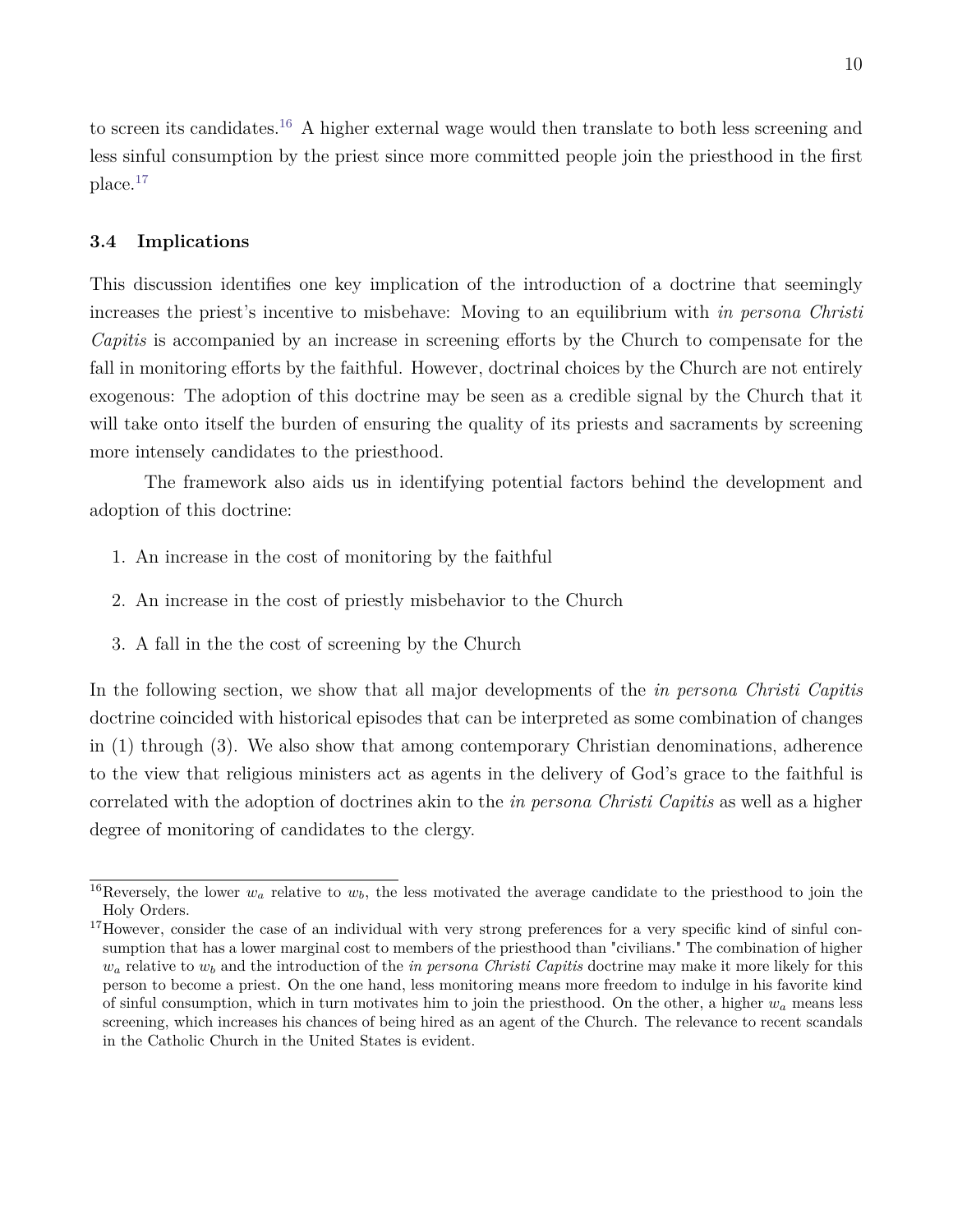to screen its candidates.[16] A higher external wage would then translate to both less screening and less sinful consumption by the priest since more committed people join the priesthood in the first place.[17]

### 3.4 Implications

This discussion identifies one key implication of the introduction of a doctrine that seemingly increases the priest's incentive to misbehave: Moving to an equilibrium with *in persona Christi Capitis* is accompanied by an increase in screening efforts by the Church to compensate for the fall in monitoring efforts by the faithful. However, doctrinal choices by the Church are not entirely exogenous: The adoption of this doctrine may be seen as a credible signal by the Church that it will take onto itself the burden of ensuring the quality of its priests and sacraments by screening more intensely candidates to the priesthood.

The framework also aids us in identifying potential factors behind the development and adoption of this doctrine:

1. An increase in the cost of monitoring by the faithful
2. An increase in the cost of priestly misbehavior to the Church
3. A fall in the the cost of screening by the Church

In the following section, we show that all major developments of the *in persona Christi Capitis* doctrine coincided with historical episodes that can be interpreted as some combination of changes in (1) through (3). We also show that among contemporary Christian denominations, adherence to the view that religious ministers act as agents in the delivery of God's grace to the faithful is correlated with the adoption of doctrines akin to the *in persona Christi Capitis* as well as a higher degree of monitoring of candidates to the clergy.

---

[16] Reversely, the lower $w_a$ relative to $w_b$, the less motivated the average candidate to the priesthood to join the Holy Orders.

[17] However, consider the case of an individual with very strong preferences for a very specific kind of sinful consumption that has a lower marginal cost to members of the priesthood than "civilians." The combination of higher $w_a$ relative to $w_b$ and the introduction of the *in persona Christi Capitis* doctrine may make it more likely for this person to become a priest. On the one hand, less monitoring means more freedom to indulge in his favorite kind of sinful consumption, which in turn motivates him to join the priesthood. On the other, a higher $w_a$ means less screening, which increases his chances of being hired as an agent of the Church. The relevance to recent scandals in the Catholic Church in the United States is evident.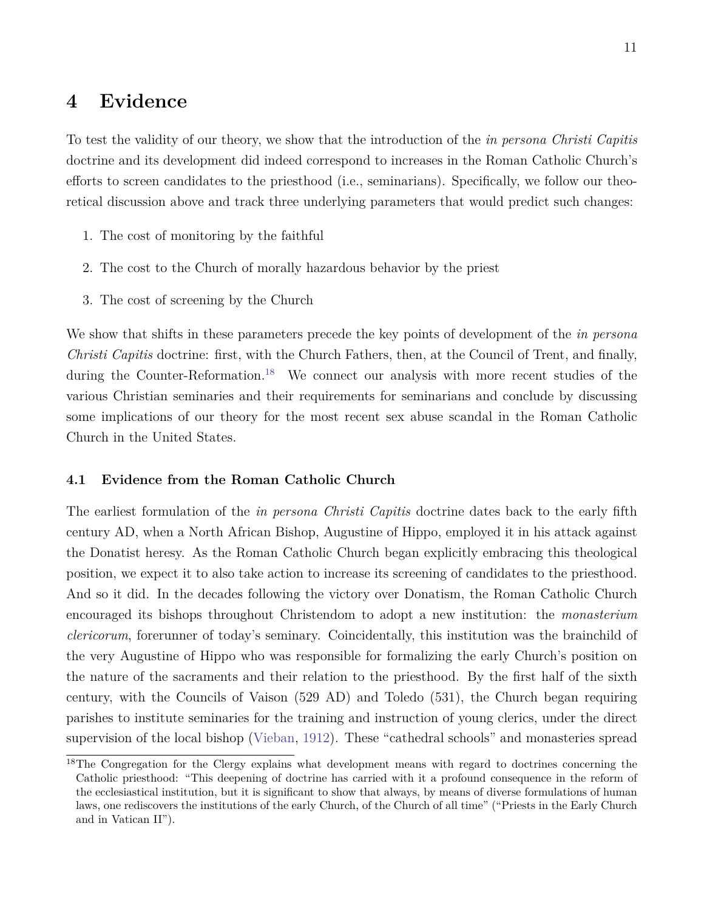# 4 Evidence

To test the validity of our theory, we show that the introduction of the *in persona Christi Capitis* doctrine and its development did indeed correspond to increases in the Roman Catholic Church's efforts to screen candidates to the priesthood (i.e., seminarians). Specifically, we follow our theoretical discussion above and track three underlying parameters that would predict such changes:

1. The cost of monitoring by the faithful
2. The cost to the Church of morally hazardous behavior by the priest
3. The cost of screening by the Church

We show that shifts in these parameters precede the key points of development of the *in persona Christi Capitis* doctrine: first, with the Church Fathers, then, at the Council of Trent, and finally, during the Counter-Reformation.[18] We connect our analysis with more recent studies of the various Christian seminaries and their requirements for seminarians and conclude by discussing some implications of our theory for the most recent sex abuse scandal in the Roman Catholic Church in the United States.

## 4.1 Evidence from the Roman Catholic Church

The earliest formulation of the *in persona Christi Capitis* doctrine dates back to the early fifth century AD, when a North African Bishop, Augustine of Hippo, employed it in his attack against the Donatist heresy. As the Roman Catholic Church began explicitly embracing this theological position, we expect it to also take action to increase its screening of candidates to the priesthood. And so it did. In the decades following the victory over Donatism, the Roman Catholic Church encouraged its bishops throughout Christendom to adopt a new institution: the *monasterium clericorum*, forerunner of today's seminary. Coincidentally, this institution was the brainchild of the very Augustine of Hippo who was responsible for formalizing the early Church's position on the nature of the sacraments and their relation to the priesthood. By the first half of the sixth century, with the Councils of Vaison (529 AD) and Toledo (531), the Church began requiring parishes to institute seminaries for the training and instruction of young clerics, under the direct supervision of the local bishop (Vieban, 1912). These "cathedral schools" and monasteries spread

[18] The Congregation for the Clergy explains what development means with regard to doctrines concerning the Catholic priesthood: "This deepening of doctrine has carried with it a profound consequence in the reform of the ecclesiastical institution, but it is significant to show that always, by means of diverse formulations of human laws, one rediscovers the institutions of the early Church, of the Church of all time" ("Priests in the Early Church and in Vatican II").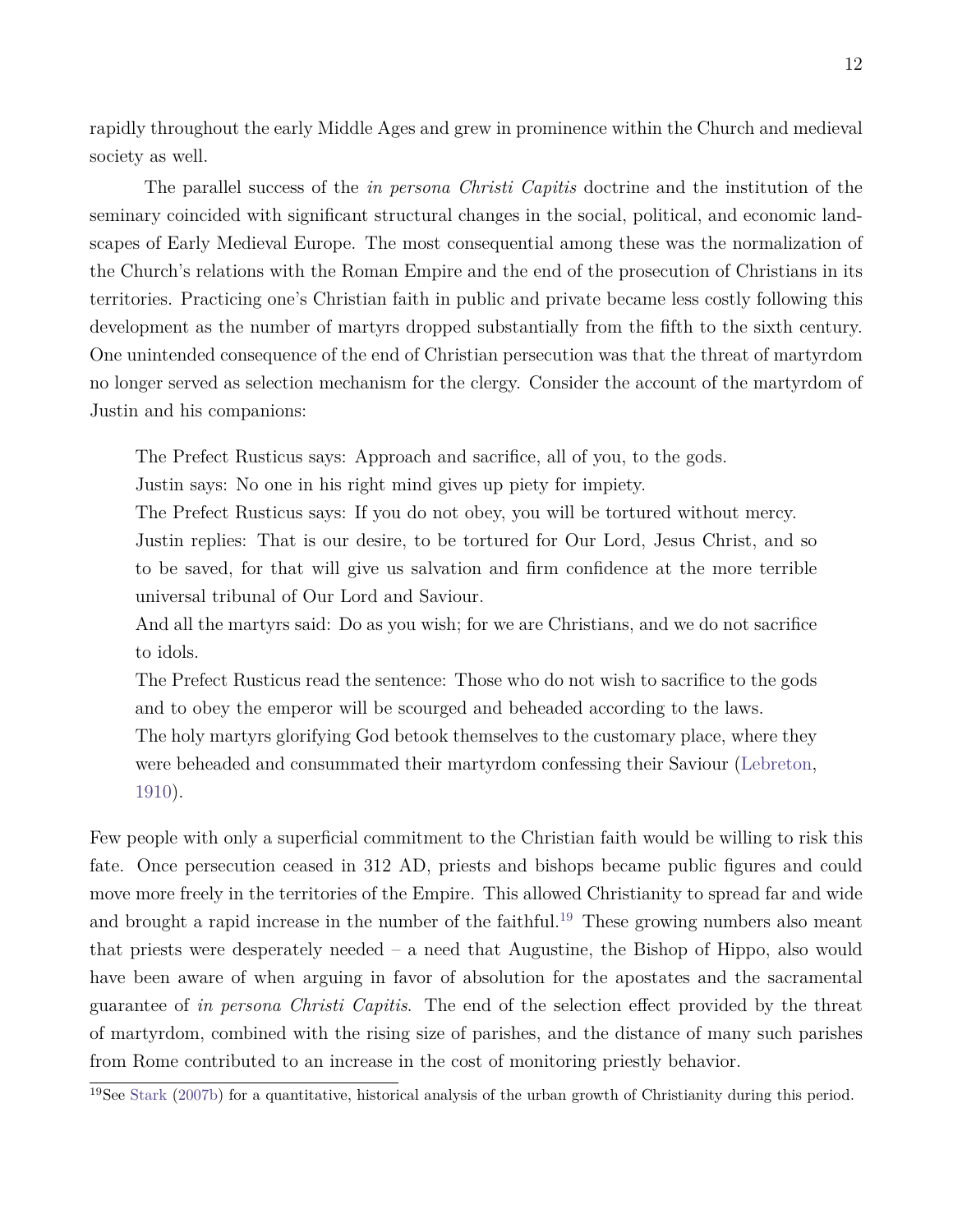rapidly throughout the early Middle Ages and grew in prominence within the Church and medieval society as well.

The parallel success of the *in persona Christi Capitis* doctrine and the institution of the seminary coincided with significant structural changes in the social, political, and economic landscapes of Early Medieval Europe. The most consequential among these was the normalization of the Church's relations with the Roman Empire and the end of the prosecution of Christians in its territories. Practicing one's Christian faith in public and private became less costly following this development as the number of martyrs dropped substantially from the fifth to the sixth century. One unintended consequence of the end of Christian persecution was that the threat of martyrdom no longer served as selection mechanism for the clergy. Consider the account of the martyrdom of Justin and his companions:

> The Prefect Rusticus says: Approach and sacrifice, all of you, to the gods.
> Justin says: No one in his right mind gives up piety for impiety.
> The Prefect Rusticus says: If you do not obey, you will be tortured without mercy.
> Justin replies: That is our desire, to be tortured for Our Lord, Jesus Christ, and so to be saved, for that will give us salvation and firm confidence at the more terrible universal tribunal of Our Lord and Saviour.
> And all the martyrs said: Do as you wish; for we are Christians, and we do not sacrifice to idols.
> The Prefect Rusticus read the sentence: Those who do not wish to sacrifice to the gods and to obey the emperor will be scourged and beheaded according to the laws.
> The holy martyrs glorifying God betook themselves to the customary place, where they were beheaded and consummated their martyrdom confessing their Saviour (Lebreton, 1910).

Few people with only a superficial commitment to the Christian faith would be willing to risk this fate. Once persecution ceased in 312 AD, priests and bishops became public figures and could move more freely in the territories of the Empire. This allowed Christianity to spread far and wide and brought a rapid increase in the number of the faithful.[19] These growing numbers also meant that priests were desperately needed – a need that Augustine, the Bishop of Hippo, also would have been aware of when arguing in favor of absolution for the apostates and the sacramental guarantee of *in persona Christi Capitis*. The end of the selection effect provided by the threat of martyrdom, combined with the rising size of parishes, and the distance of many such parishes from Rome contributed to an increase in the cost of monitoring priestly behavior.

[19] See Stark (2007b) for a quantitative, historical analysis of the urban growth of Christianity during this period.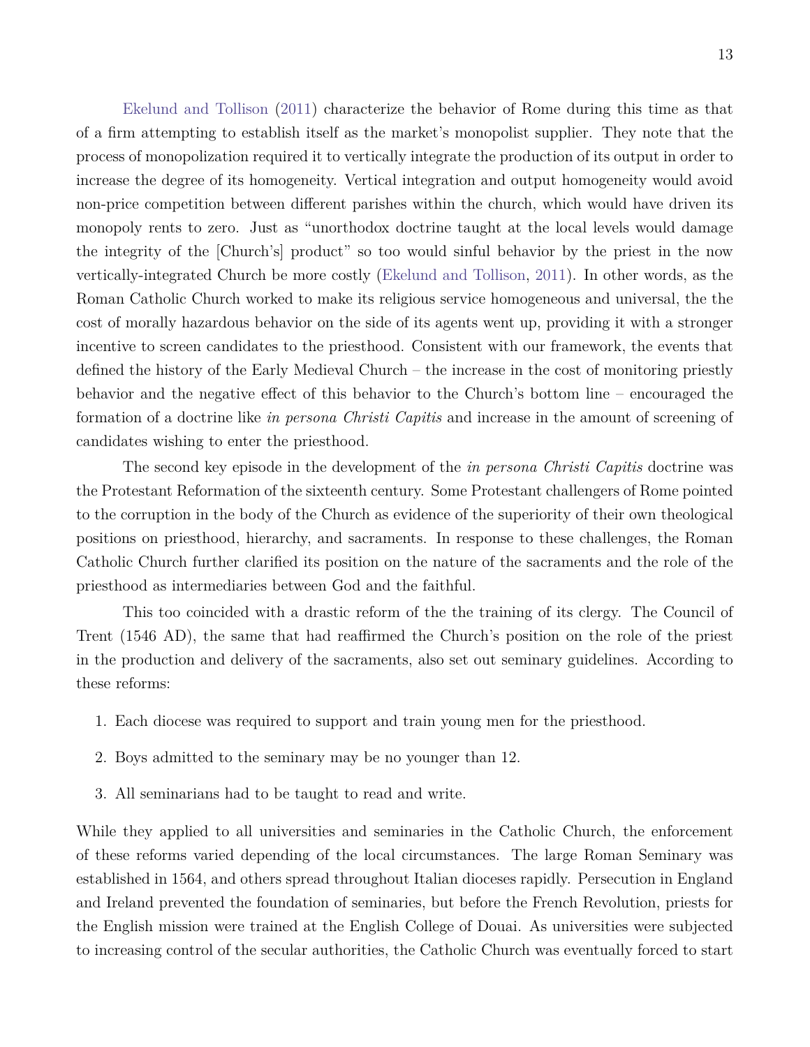Ekelund and Tollison (2011) characterize the behavior of Rome during this time as that of a firm attempting to establish itself as the market's monopolist supplier. They note that the process of monopolization required it to vertically integrate the production of its output in order to increase the degree of its homogeneity. Vertical integration and output homogeneity would avoid non-price competition between different parishes within the church, which would have driven its monopoly rents to zero. Just as "unorthodox doctrine taught at the local levels would damage the integrity of the [Church's] product" so too would sinful behavior by the priest in the now vertically-integrated Church be more costly (Ekelund and Tollison, 2011). In other words, as the Roman Catholic Church worked to make its religious service homogeneous and universal, the the cost of morally hazardous behavior on the side of its agents went up, providing it with a stronger incentive to screen candidates to the priesthood. Consistent with our framework, the events that defined the history of the Early Medieval Church – the increase in the cost of monitoring priestly behavior and the negative effect of this behavior to the Church's bottom line – encouraged the formation of a doctrine like *in persona Christi Capitis* and increase in the amount of screening of candidates wishing to enter the priesthood.

The second key episode in the development of the *in persona Christi Capitis* doctrine was the Protestant Reformation of the sixteenth century. Some Protestant challengers of Rome pointed to the corruption in the body of the Church as evidence of the superiority of their own theological positions on priesthood, hierarchy, and sacraments. In response to these challenges, the Roman Catholic Church further clarified its position on the nature of the sacraments and the role of the priesthood as intermediaries between God and the faithful.

This too coincided with a drastic reform of the the training of its clergy. The Council of Trent (1546 AD), the same that had reaffirmed the Church's position on the role of the priest in the production and delivery of the sacraments, also set out seminary guidelines. According to these reforms:

1. Each diocese was required to support and train young men for the priesthood.
2. Boys admitted to the seminary may be no younger than 12.
3. All seminarians had to be taught to read and write.

While they applied to all universities and seminaries in the Catholic Church, the enforcement of these reforms varied depending of the local circumstances. The large Roman Seminary was established in 1564, and others spread throughout Italian dioceses rapidly. Persecution in England and Ireland prevented the foundation of seminaries, but before the French Revolution, priests for the English mission were trained at the English College of Douai. As universities were subjected to increasing control of the secular authorities, the Catholic Church was eventually forced to start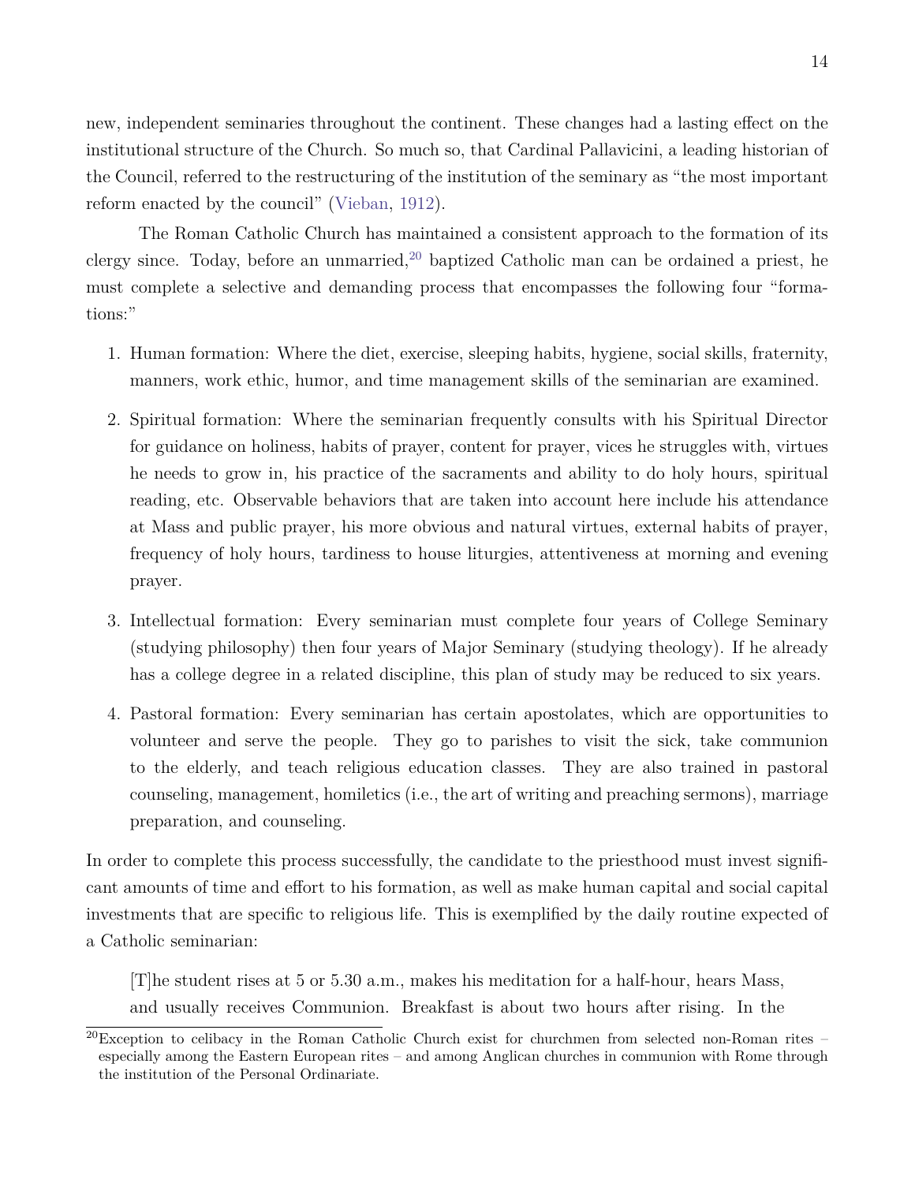new, independent seminaries throughout the continent. These changes had a lasting effect on the institutional structure of the Church. So much so, that Cardinal Pallavicini, a leading historian of the Council, referred to the restructuring of the institution of the seminary as "the most important reform enacted by the council" (Vieban, 1912).

The Roman Catholic Church has maintained a consistent approach to the formation of its clergy since. Today, before an unmarried,[20] baptized Catholic man can be ordained a priest, he must complete a selective and demanding process that encompasses the following four "formations:"

1. Human formation: Where the diet, exercise, sleeping habits, hygiene, social skills, fraternity, manners, work ethic, humor, and time management skills of the seminarian are examined.
2. Spiritual formation: Where the seminarian frequently consults with his Spiritual Director for guidance on holiness, habits of prayer, content for prayer, vices he struggles with, virtues he needs to grow in, his practice of the sacraments and ability to do holy hours, spiritual reading, etc. Observable behaviors that are taken into account here include his attendance at Mass and public prayer, his more obvious and natural virtues, external habits of prayer, frequency of holy hours, tardiness to house liturgies, attentiveness at morning and evening prayer.
3. Intellectual formation: Every seminarian must complete four years of College Seminary (studying philosophy) then four years of Major Seminary (studying theology). If he already has a college degree in a related discipline, this plan of study may be reduced to six years.
4. Pastoral formation: Every seminarian has certain apostolates, which are opportunities to volunteer and serve the people. They go to parishes to visit the sick, take communion to the elderly, and teach religious education classes. They are also trained in pastoral counseling, management, homiletics (i.e., the art of writing and preaching sermons), marriage preparation, and counseling.

In order to complete this process successfully, the candidate to the priesthood must invest significant amounts of time and effort to his formation, as well as make human capital and social capital investments that are specific to religious life. This is exemplified by the daily routine expected of a Catholic seminarian:

> [T]he student rises at 5 or 5.30 a.m., makes his meditation for a half-hour, hears Mass, and usually receives Communion. Breakfast is about two hours after rising. In the

[20] Exception to celibacy in the Roman Catholic Church exist for churchmen from selected non-Roman rites – especially among the Eastern European rites – and among Anglican churches in communion with Rome through the institution of the Personal Ordinariate.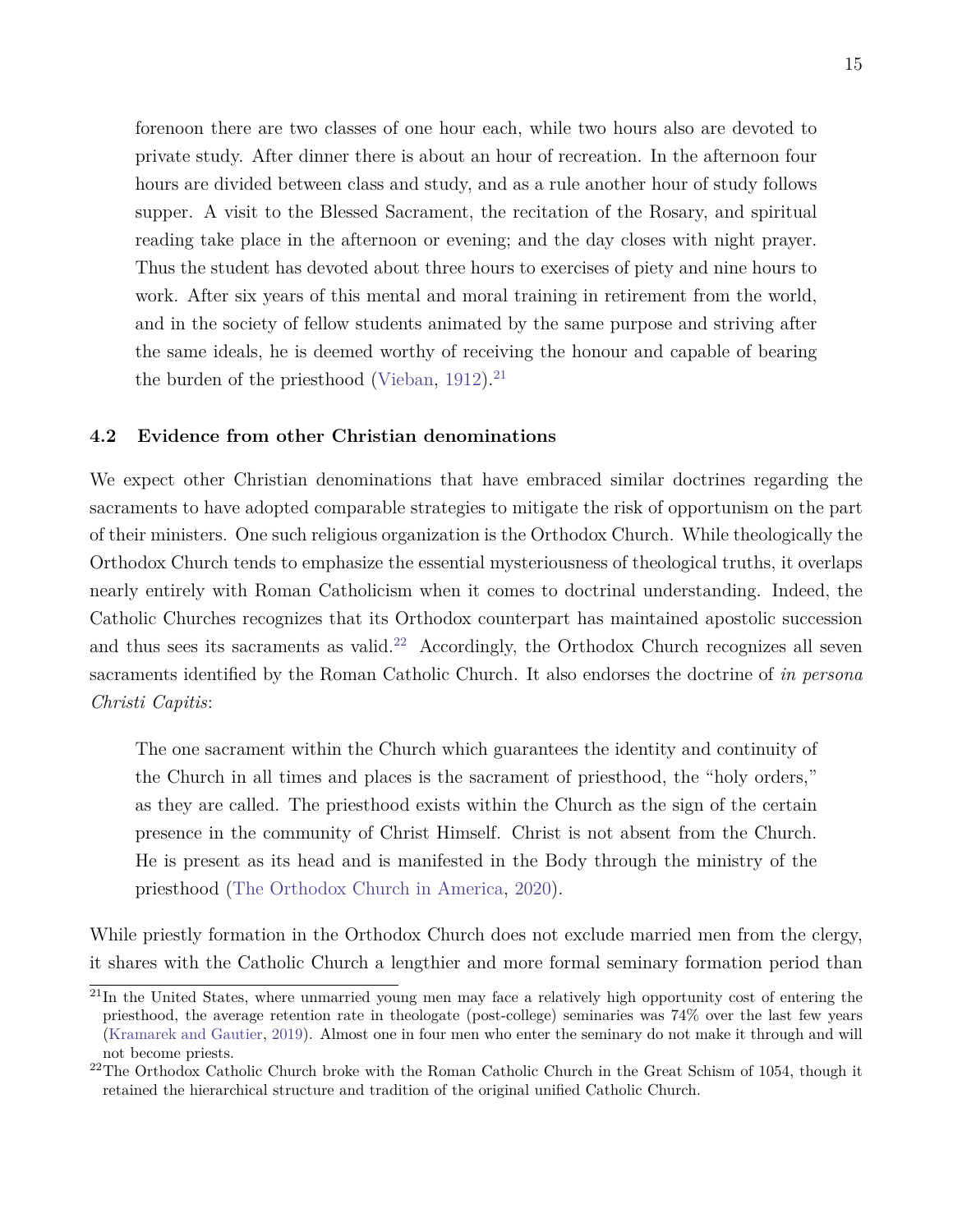> forenoon there are two classes of one hour each, while two hours also are devoted to private study. After dinner there is about an hour of recreation. In the afternoon four hours are divided between class and study, and as a rule another hour of study follows supper. A visit to the Blessed Sacrament, the recitation of the Rosary, and spiritual reading take place in the afternoon or evening; and the day closes with night prayer. Thus the student has devoted about three hours to exercises of piety and nine hours to work. After six years of this mental and moral training in retirement from the world, and in the society of fellow students animated by the same purpose and striving after the same ideals, he is deemed worthy of receiving the honour and capable of bearing the burden of the priesthood (Vieban, 1912).[21]

### 4.2 Evidence from other Christian denominations

We expect other Christian denominations that have embraced similar doctrines regarding the sacraments to have adopted comparable strategies to mitigate the risk of opportunism on the part of their ministers. One such religious organization is the Orthodox Church. While theologically the Orthodox Church tends to emphasize the essential mysteriousness of theological truths, it overlaps nearly entirely with Roman Catholicism when it comes to doctrinal understanding. Indeed, the Catholic Churches recognizes that its Orthodox counterpart has maintained apostolic succession and thus sees its sacraments as valid.[22] Accordingly, the Orthodox Church recognizes all seven sacraments identified by the Roman Catholic Church. It also endorses the doctrine of *in persona Christi Capitis*:

> The one sacrament within the Church which guarantees the identity and continuity of the Church in all times and places is the sacrament of priesthood, the "holy orders," as they are called. The priesthood exists within the Church as the sign of the certain presence in the community of Christ Himself. Christ is not absent from the Church. He is present as its head and is manifested in the Body through the ministry of the priesthood (The Orthodox Church in America, 2020).

While priestly formation in the Orthodox Church does not exclude married men from the clergy, it shares with the Catholic Church a lengthier and more formal seminary formation period than

[21] In the United States, where unmarried young men may face a relatively high opportunity cost of entering the priesthood, the average retention rate in theologate (post-college) seminaries was 74% over the last few years (Kramarek and Gautier, 2019). Almost one in four men who enter the seminary do not make it through and will not become priests.

[22] The Orthodox Catholic Church broke with the Roman Catholic Church in the Great Schism of 1054, though it retained the hierarchical structure and tradition of the original unified Catholic Church.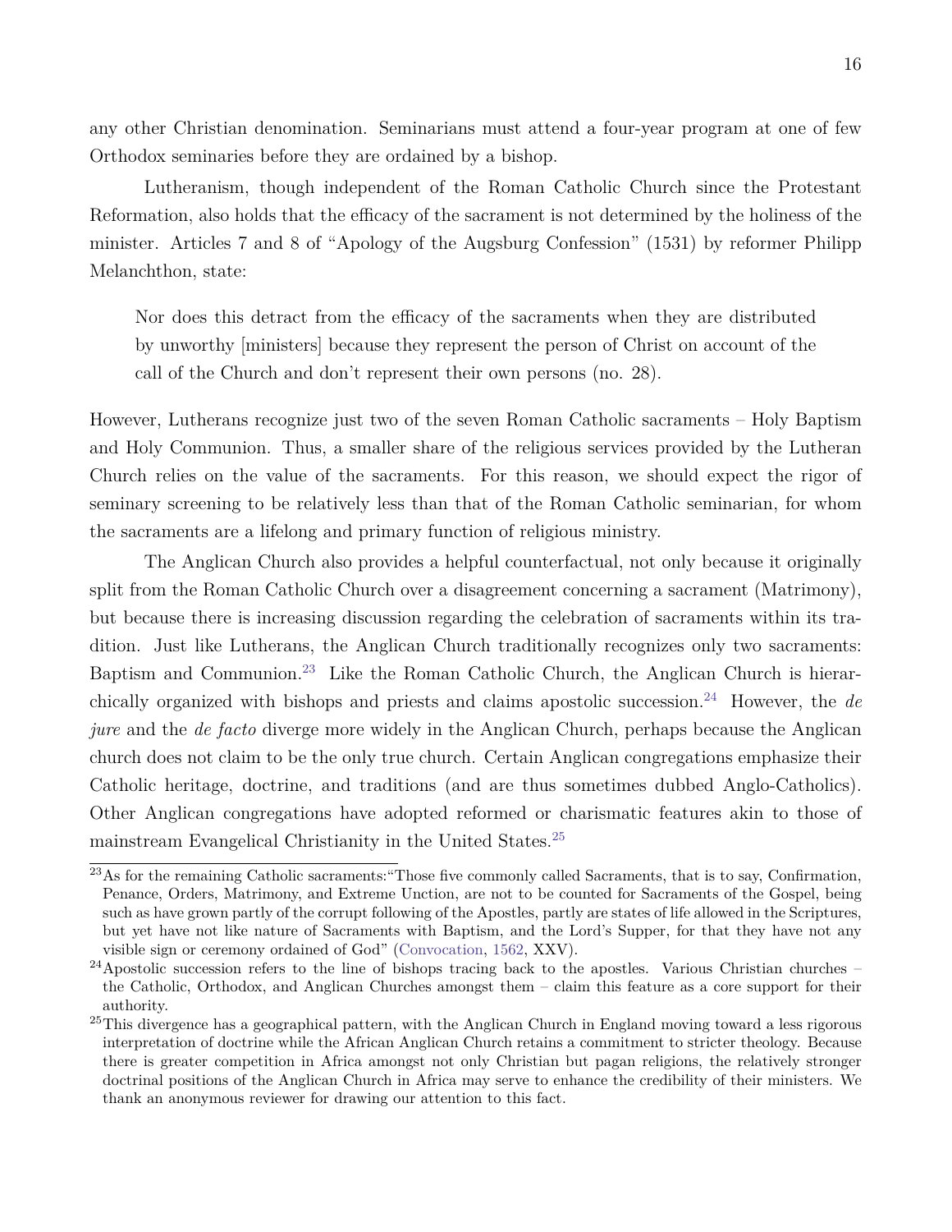any other Christian denomination. Seminarians must attend a four-year program at one of few Orthodox seminaries before they are ordained by a bishop.

Lutheranism, though independent of the Roman Catholic Church since the Protestant Reformation, also holds that the efficacy of the sacrament is not determined by the holiness of the minister. Articles 7 and 8 of "Apology of the Augsburg Confession" (1531) by reformer Philipp Melanchthon, state:

> Nor does this detract from the efficacy of the sacraments when they are distributed by unworthy [ministers] because they represent the person of Christ on account of the call of the Church and don't represent their own persons (no. 28).

However, Lutherans recognize just two of the seven Roman Catholic sacraments – Holy Baptism and Holy Communion. Thus, a smaller share of the religious services provided by the Lutheran Church relies on the value of the sacraments. For this reason, we should expect the rigor of seminary screening to be relatively less than that of the Roman Catholic seminarian, for whom the sacraments are a lifelong and primary function of religious ministry.

The Anglican Church also provides a helpful counterfactual, not only because it originally split from the Roman Catholic Church over a disagreement concerning a sacrament (Matrimony), but because there is increasing discussion regarding the celebration of sacraments within its tradition. Just like Lutherans, the Anglican Church traditionally recognizes only two sacraments: Baptism and Communion.[23] Like the Roman Catholic Church, the Anglican Church is hierarchically organized with bishops and priests and claims apostolic succession.[24] However, the *de jure* and the *de facto* diverge more widely in the Anglican Church, perhaps because the Anglican church does not claim to be the only true church. Certain Anglican congregations emphasize their Catholic heritage, doctrine, and traditions (and are thus sometimes dubbed Anglo-Catholics). Other Anglican congregations have adopted reformed or charismatic features akin to those of mainstream Evangelical Christianity in the United States.[25]

[23] As for the remaining Catholic sacraments:"Those five commonly called Sacraments, that is to say, Confirmation, Penance, Orders, Matrimony, and Extreme Unction, are not to be counted for Sacraments of the Gospel, being such as have grown partly of the corrupt following of the Apostles, partly are states of life allowed in the Scriptures, but yet have not like nature of Sacraments with Baptism, and the Lord's Supper, for that they have not any visible sign or ceremony ordained of God" (Convocation, 1562, XXV).

[24] Apostolic succession refers to the line of bishops tracing back to the apostles. Various Christian churches – the Catholic, Orthodox, and Anglican Churches amongst them – claim this feature as a core support for their authority.

[25] This divergence has a geographical pattern, with the Anglican Church in England moving toward a less rigorous interpretation of doctrine while the African Anglican Church retains a commitment to stricter theology. Because there is greater competition in Africa amongst not only Christian but pagan religions, the relatively stronger doctrinal positions of the Anglican Church in Africa may serve to enhance the credibility of their ministers. We thank an anonymous reviewer for drawing our attention to this fact.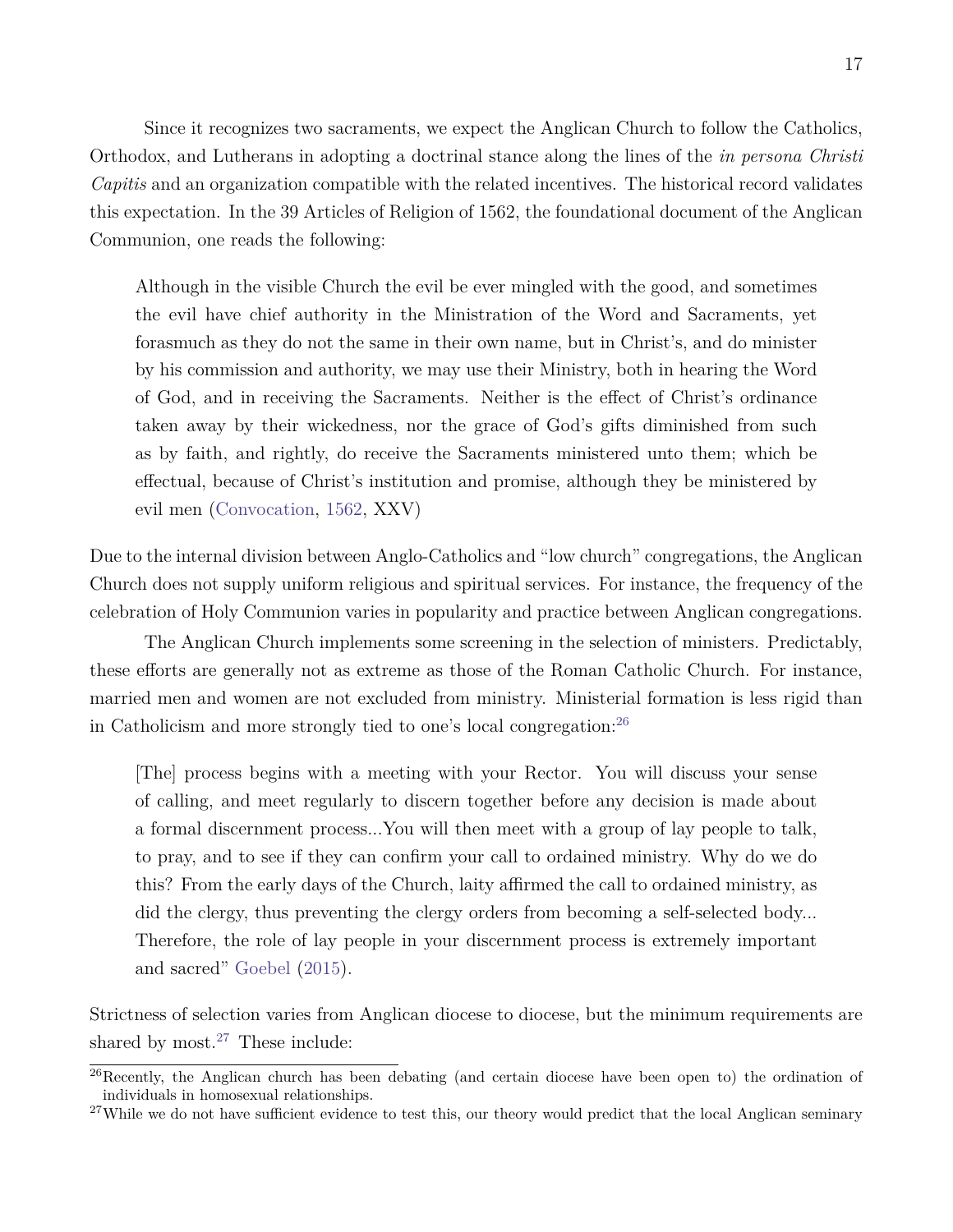Since it recognizes two sacraments, we expect the Anglican Church to follow the Catholics, Orthodox, and Lutherans in adopting a doctrinal stance along the lines of the *in persona Christi Capitis* and an organization compatible with the related incentives. The historical record validates this expectation. In the 39 Articles of Religion of 1562, the foundational document of the Anglican Communion, one reads the following:

> Although in the visible Church the evil be ever mingled with the good, and sometimes the evil have chief authority in the Ministration of the Word and Sacraments, yet forasmuch as they do not the same in their own name, but in Christ's, and do minister by his commission and authority, we may use their Ministry, both in hearing the Word of God, and in receiving the Sacraments. Neither is the effect of Christ's ordinance taken away by their wickedness, nor the grace of God's gifts diminished from such as by faith, and rightly, do receive the Sacraments ministered unto them; which be effectual, because of Christ's institution and promise, although they be ministered by evil men (Convocation, 1562, XXV)

Due to the internal division between Anglo-Catholics and "low church" congregations, the Anglican Church does not supply uniform religious and spiritual services. For instance, the frequency of the celebration of Holy Communion varies in popularity and practice between Anglican congregations.

The Anglican Church implements some screening in the selection of ministers. Predictably, these efforts are generally not as extreme as those of the Roman Catholic Church. For instance, married men and women are not excluded from ministry. Ministerial formation is less rigid than in Catholicism and more strongly tied to one's local congregation:[26]

> [The] process begins with a meeting with your Rector. You will discuss your sense of calling, and meet regularly to discern together before any decision is made about a formal discernment process...You will then meet with a group of lay people to talk, to pray, and to see if they can confirm your call to ordained ministry. Why do we do this? From the early days of the Church, laity affirmed the call to ordained ministry, as did the clergy, thus preventing the clergy orders from becoming a self-selected body... Therefore, the role of lay people in your discernment process is extremely important and sacred" Goebel (2015).

Strictness of selection varies from Anglican diocese to diocese, but the minimum requirements are shared by most.[27] These include:

---

[26]Recently, the Anglican church has been debating (and certain diocese have been open to) the ordination of individuals in homosexual relationships.

[27]While we do not have sufficient evidence to test this, our theory would predict that the local Anglican seminary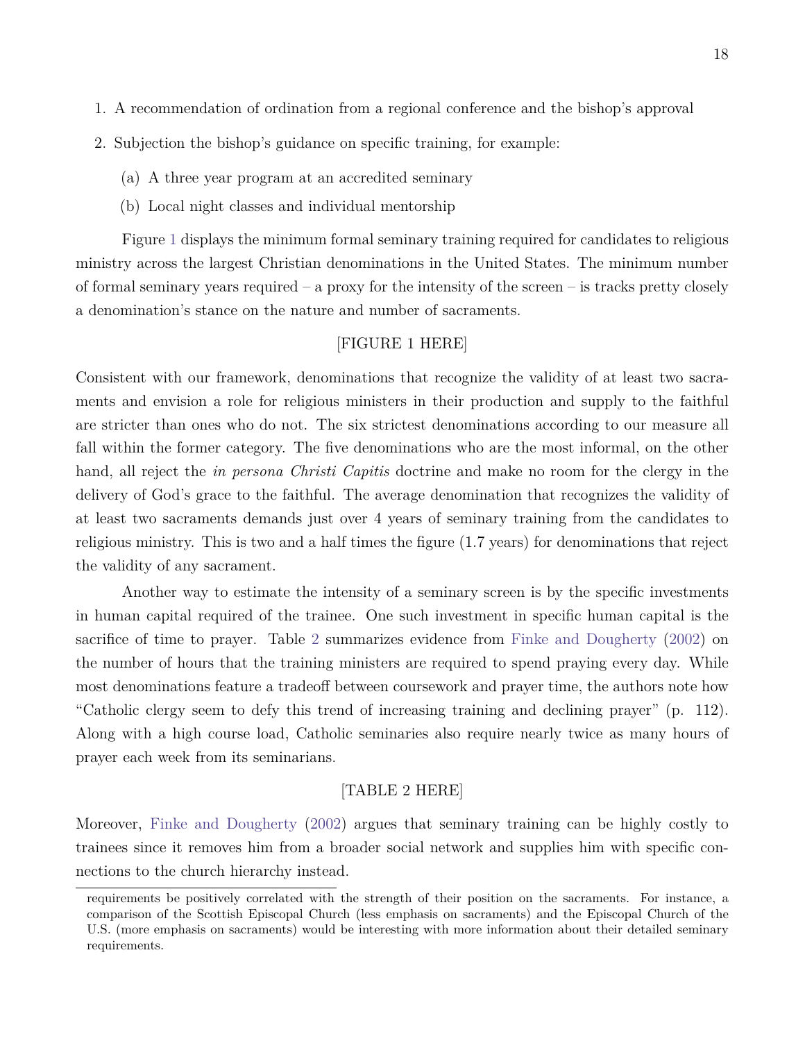1. A recommendation of ordination from a regional conference and the bishop's approval
2. Subjection the bishop's guidance on specific training, for example:
   (a) A three year program at an accredited seminary
   (b) Local night classes and individual mentorship

Figure 1 displays the minimum formal seminary training required for candidates to religious ministry across the largest Christian denominations in the United States. The minimum number of formal seminary years required – a proxy for the intensity of the screen – is tracks pretty closely a denomination's stance on the nature and number of sacraments.

[FIGURE 1 HERE]

Consistent with our framework, denominations that recognize the validity of at least two sacraments and envision a role for religious ministers in their production and supply to the faithful are stricter than ones who do not. The six strictest denominations according to our measure all fall within the former category. The five denominations who are the most informal, on the other hand, all reject the *in persona Christi Capitis* doctrine and make no room for the clergy in the delivery of God's grace to the faithful. The average denomination that recognizes the validity of at least two sacraments demands just over 4 years of seminary training from the candidates to religious ministry. This is two and a half times the figure (1.7 years) for denominations that reject the validity of any sacrament.

Another way to estimate the intensity of a seminary screen is by the specific investments in human capital required of the trainee. One such investment in specific human capital is the sacrifice of time to prayer. Table 2 summarizes evidence from Finke and Dougherty (2002) on the number of hours that the training ministers are required to spend praying every day. While most denominations feature a tradeoff between coursework and prayer time, the authors note how "Catholic clergy seem to defy this trend of increasing training and declining prayer" (p. 112). Along with a high course load, Catholic seminaries also require nearly twice as many hours of prayer each week from its seminarians.

[TABLE 2 HERE]

Moreover, Finke and Dougherty (2002) argues that seminary training can be highly costly to trainees since it removes him from a broader social network and supplies him with specific connections to the church hierarchy instead.

requirements be positively correlated with the strength of their position on the sacraments. For instance, a comparison of the Scottish Episcopal Church (less emphasis on sacraments) and the Episcopal Church of the U.S. (more emphasis on sacraments) would be interesting with more information about their detailed seminary requirements.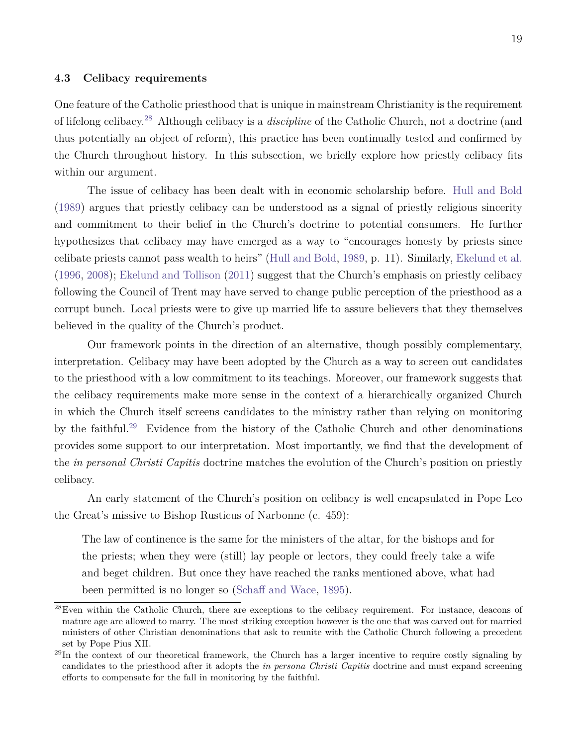### 4.3 Celibacy requirements

One feature of the Catholic priesthood that is unique in mainstream Christianity is the requirement of lifelong celibacy.[28] Although celibacy is a *discipline* of the Catholic Church, not a doctrine (and thus potentially an object of reform), this practice has been continually tested and confirmed by the Church throughout history. In this subsection, we briefly explore how priestly celibacy fits within our argument.

The issue of celibacy has been dealt with in economic scholarship before. Hull and Bold (1989) argues that priestly celibacy can be understood as a signal of priestly religious sincerity and commitment to their belief in the Church's doctrine to potential consumers. He further hypothesizes that celibacy may have emerged as a way to "encourages honesty by priests since celibate priests cannot pass wealth to heirs" (Hull and Bold, 1989, p. 11). Similarly, Ekelund et al. (1996, 2008); Ekelund and Tollison (2011) suggest that the Church's emphasis on priestly celibacy following the Council of Trent may have served to change public perception of the priesthood as a corrupt bunch. Local priests were to give up married life to assure believers that they themselves believed in the quality of the Church's product.

Our framework points in the direction of an alternative, though possibly complementary, interpretation. Celibacy may have been adopted by the Church as a way to screen out candidates to the priesthood with a low commitment to its teachings. Moreover, our framework suggests that the celibacy requirements make more sense in the context of a hierarchically organized Church in which the Church itself screens candidates to the ministry rather than relying on monitoring by the faithful.[29] Evidence from the history of the Catholic Church and other denominations provides some support to our interpretation. Most importantly, we find that the development of the *in personal Christi Capitis* doctrine matches the evolution of the Church's position on priestly celibacy.

An early statement of the Church's position on celibacy is well encapsulated in Pope Leo the Great's missive to Bishop Rusticus of Narbonne (c. 459):

> The law of continence is the same for the ministers of the altar, for the bishops and for the priests; when they were (still) lay people or lectors, they could freely take a wife and beget children. But once they have reached the ranks mentioned above, what had been permitted is no longer so (Schaff and Wace, 1895).

[28] Even within the Catholic Church, there are exceptions to the celibacy requirement. For instance, deacons of mature age are allowed to marry. The most striking exception however is the one that was carved out for married ministers of other Christian denominations that ask to reunite with the Catholic Church following a precedent set by Pope Pius XII.

[29] In the context of our theoretical framework, the Church has a larger incentive to require costly signaling by candidates to the priesthood after it adopts the *in persona Christi Capitis* doctrine and must expand screening efforts to compensate for the fall in monitoring by the faithful.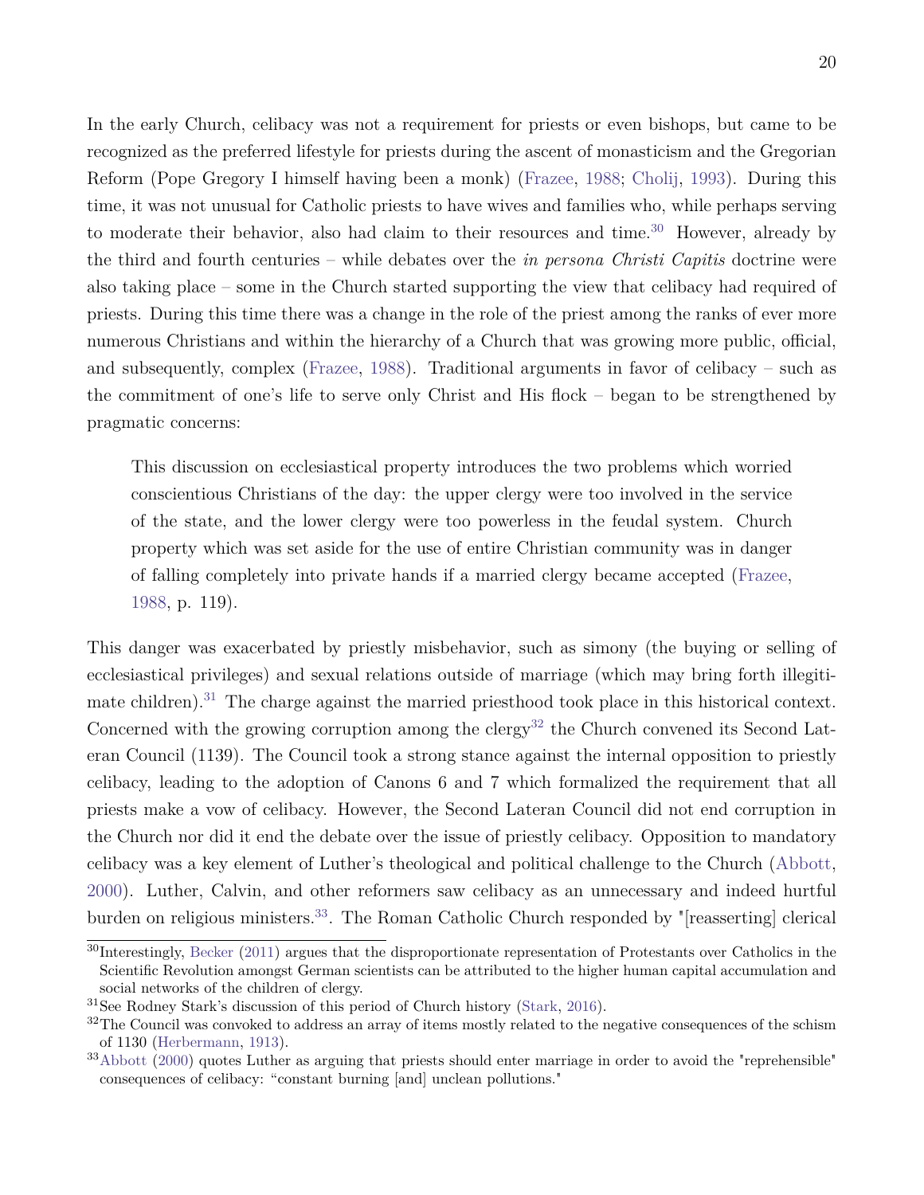In the early Church, celibacy was not a requirement for priests or even bishops, but came to be recognized as the preferred lifestyle for priests during the ascent of monasticism and the Gregorian Reform (Pope Gregory I himself having been a monk) (Frazee, 1988; Cholij, 1993). During this time, it was not unusual for Catholic priests to have wives and families who, while perhaps serving to moderate their behavior, also had claim to their resources and time.[30] However, already by the third and fourth centuries – while debates over the *in persona Christi Capitis* doctrine were also taking place – some in the Church started supporting the view that celibacy had required of priests. During this time there was a change in the role of the priest among the ranks of ever more numerous Christians and within the hierarchy of a Church that was growing more public, official, and subsequently, complex (Frazee, 1988). Traditional arguments in favor of celibacy – such as the commitment of one's life to serve only Christ and His flock – began to be strengthened by pragmatic concerns:

> This discussion on ecclesiastical property introduces the two problems which worried conscientious Christians of the day: the upper clergy were too involved in the service of the state, and the lower clergy were too powerless in the feudal system. Church property which was set aside for the use of entire Christian community was in danger of falling completely into private hands if a married clergy became accepted (Frazee, 1988, p. 119).

This danger was exacerbated by priestly misbehavior, such as simony (the buying or selling of ecclesiastical privileges) and sexual relations outside of marriage (which may bring forth illegitimate children).[31] The charge against the married priesthood took place in this historical context. Concerned with the growing corruption among the clergy[32] the Church convened its Second Lateran Council (1139). The Council took a strong stance against the internal opposition to priestly celibacy, leading to the adoption of Canons 6 and 7 which formalized the requirement that all priests make a vow of celibacy. However, the Second Lateran Council did not end corruption in the Church nor did it end the debate over the issue of priestly celibacy. Opposition to mandatory celibacy was a key element of Luther's theological and political challenge to the Church (Abbott, 2000). Luther, Calvin, and other reformers saw celibacy as an unnecessary and indeed hurtful burden on religious ministers.[33]. The Roman Catholic Church responded by "[reasserting] clerical

[30] Interestingly, Becker (2011) argues that the disproportionate representation of Protestants over Catholics in the Scientific Revolution amongst German scientists can be attributed to the higher human capital accumulation and social networks of the children of clergy.

[31] See Rodney Stark's discussion of this period of Church history (Stark, 2016).

[32] The Council was convoked to address an array of items mostly related to the negative consequences of the schism of 1130 (Herbermann, 1913).

[33] Abbott (2000) quotes Luther as arguing that priests should enter marriage in order to avoid the "reprehensible" consequences of celibacy: "constant burning [and] unclean pollutions."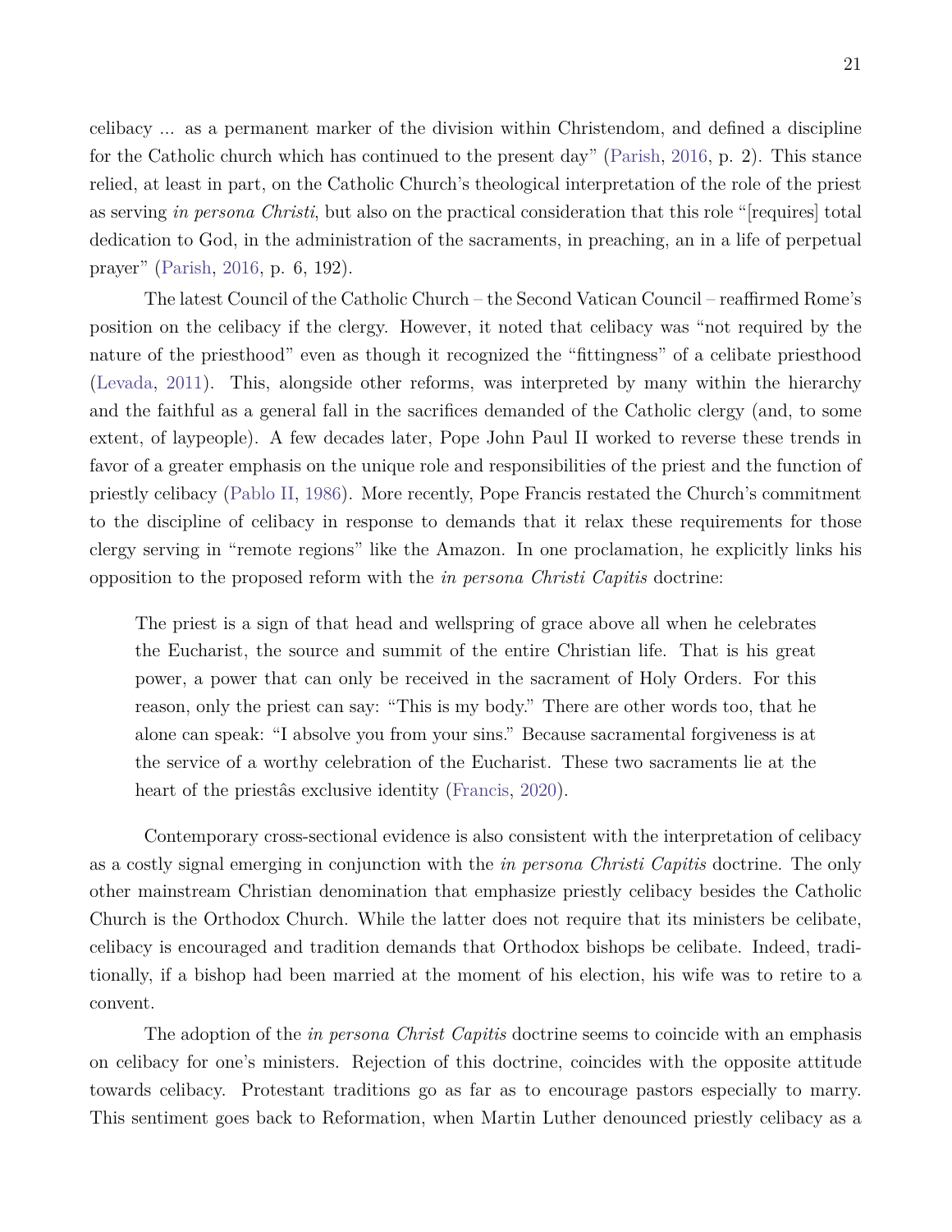celibacy ... as a permanent marker of the division within Christendom, and defined a discipline for the Catholic church which has continued to the present day" (Parish, 2016, p. 2). This stance relied, at least in part, on the Catholic Church's theological interpretation of the role of the priest as serving *in persona Christi*, but also on the practical consideration that this role "[requires] total dedication to God, in the administration of the sacraments, in preaching, an in a life of perpetual prayer" (Parish, 2016, p. 6, 192).

The latest Council of the Catholic Church – the Second Vatican Council – reaffirmed Rome's position on the celibacy if the clergy. However, it noted that celibacy was "not required by the nature of the priesthood" even as though it recognized the "fittingness" of a celibate priesthood (Levada, 2011). This, alongside other reforms, was interpreted by many within the hierarchy and the faithful as a general fall in the sacrifices demanded of the Catholic clergy (and, to some extent, of laypeople). A few decades later, Pope John Paul II worked to reverse these trends in favor of a greater emphasis on the unique role and responsibilities of the priest and the function of priestly celibacy (Pablo II, 1986). More recently, Pope Francis restated the Church's commitment to the discipline of celibacy in response to demands that it relax these requirements for those clergy serving in "remote regions" like the Amazon. In one proclamation, he explicitly links his opposition to the proposed reform with the *in persona Christi Capitis* doctrine:

> The priest is a sign of that head and wellspring of grace above all when he celebrates the Eucharist, the source and summit of the entire Christian life. That is his great power, a power that can only be received in the sacrament of Holy Orders. For this reason, only the priest can say: "This is my body." There are other words too, that he alone can speak: "I absolve you from your sins." Because sacramental forgiveness is at the service of a worthy celebration of the Eucharist. These two sacraments lie at the heart of the priestâs exclusive identity (Francis, 2020).

Contemporary cross-sectional evidence is also consistent with the interpretation of celibacy as a costly signal emerging in conjunction with the *in persona Christi Capitis* doctrine. The only other mainstream Christian denomination that emphasize priestly celibacy besides the Catholic Church is the Orthodox Church. While the latter does not require that its ministers be celibate, celibacy is encouraged and tradition demands that Orthodox bishops be celibate. Indeed, traditionally, if a bishop had been married at the moment of his election, his wife was to retire to a convent.

The adoption of the *in persona Christ Capitis* doctrine seems to coincide with an emphasis on celibacy for one's ministers. Rejection of this doctrine, coincides with the opposite attitude towards celibacy. Protestant traditions go as far as to encourage pastors especially to marry. This sentiment goes back to Reformation, when Martin Luther denounced priestly celibacy as a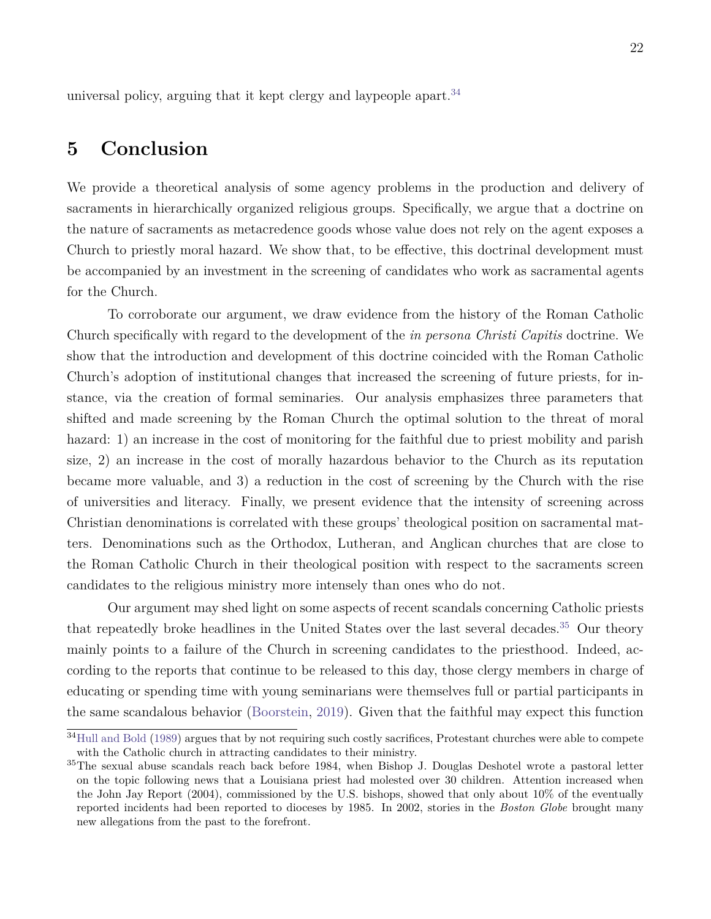universal policy, arguing that it kept clergy and laypeople apart.[34]

## 5 Conclusion

We provide a theoretical analysis of some agency problems in the production and delivery of sacraments in hierarchically organized religious groups. Specifically, we argue that a doctrine on the nature of sacraments as metacredence goods whose value does not rely on the agent exposes a Church to priestly moral hazard. We show that, to be effective, this doctrinal development must be accompanied by an investment in the screening of candidates who work as sacramental agents for the Church.

To corroborate our argument, we draw evidence from the history of the Roman Catholic Church specifically with regard to the development of the *in persona Christi Capitis* doctrine. We show that the introduction and development of this doctrine coincided with the Roman Catholic Church's adoption of institutional changes that increased the screening of future priests, for instance, via the creation of formal seminaries. Our analysis emphasizes three parameters that shifted and made screening by the Roman Church the optimal solution to the threat of moral hazard: 1) an increase in the cost of monitoring for the faithful due to priest mobility and parish size, 2) an increase in the cost of morally hazardous behavior to the Church as its reputation became more valuable, and 3) a reduction in the cost of screening by the Church with the rise of universities and literacy. Finally, we present evidence that the intensity of screening across Christian denominations is correlated with these groups' theological position on sacramental matters. Denominations such as the Orthodox, Lutheran, and Anglican churches that are close to the Roman Catholic Church in their theological position with respect to the sacraments screen candidates to the religious ministry more intensely than ones who do not.

Our argument may shed light on some aspects of recent scandals concerning Catholic priests that repeatedly broke headlines in the United States over the last several decades.[35] Our theory mainly points to a failure of the Church in screening candidates to the priesthood. Indeed, according to the reports that continue to be released to this day, those clergy members in charge of educating or spending time with young seminarians were themselves full or partial participants in the same scandalous behavior (Boorstein, 2019). Given that the faithful may expect this function

[34] Hull and Bold (1989) argues that by not requiring such costly sacrifices, Protestant churches were able to compete with the Catholic church in attracting candidates to their ministry.

[35] The sexual abuse scandals reach back before 1984, when Bishop J. Douglas Deshotel wrote a pastoral letter on the topic following news that a Louisiana priest had molested over 30 children. Attention increased when the John Jay Report (2004), commissioned by the U.S. bishops, showed that only about 10% of the eventually reported incidents had been reported to dioceses by 1985. In 2002, stories in the *Boston Globe* brought many new allegations from the past to the forefront.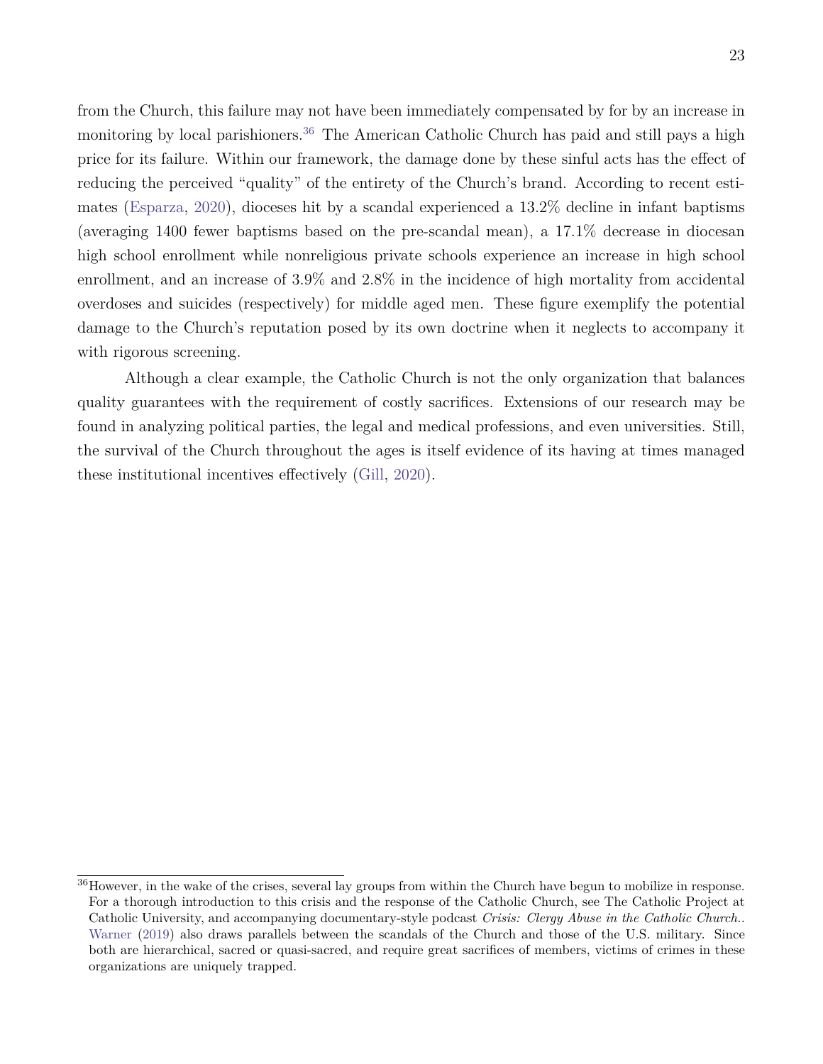from the Church, this failure may not have been immediately compensated by for by an increase in monitoring by local parishioners.[36] The American Catholic Church has paid and still pays a high price for its failure. Within our framework, the damage done by these sinful acts has the effect of reducing the perceived "quality" of the entirety of the Church's brand. According to recent estimates (Esparza, 2020), dioceses hit by a scandal experienced a 13.2% decline in infant baptisms (averaging 1400 fewer baptisms based on the pre-scandal mean), a 17.1% decrease in diocesan high school enrollment while nonreligious private schools experience an increase in high school enrollment, and an increase of 3.9% and 2.8% in the incidence of high mortality from accidental overdoses and suicides (respectively) for middle aged men. These figure exemplify the potential damage to the Church's reputation posed by its own doctrine when it neglects to accompany it with rigorous screening.

Although a clear example, the Catholic Church is not the only organization that balances quality guarantees with the requirement of costly sacrifices. Extensions of our research may be found in analyzing political parties, the legal and medical professions, and even universities. Still, the survival of the Church throughout the ages is itself evidence of its having at times managed these institutional incentives effectively (Gill, 2020).

---

[36] However, in the wake of the crises, several lay groups from within the Church have begun to mobilize in response. For a thorough introduction to this crisis and the response of the Catholic Church, see The Catholic Project at Catholic University, and accompanying documentary-style podcast *Crisis: Clergy Abuse in the Catholic Church.*. Warner (2019) also draws parallels between the scandals of the Church and those of the U.S. military. Since both are hierarchical, sacred or quasi-sacred, and require great sacrifices of members, victims of crimes in these organizations are uniquely trapped.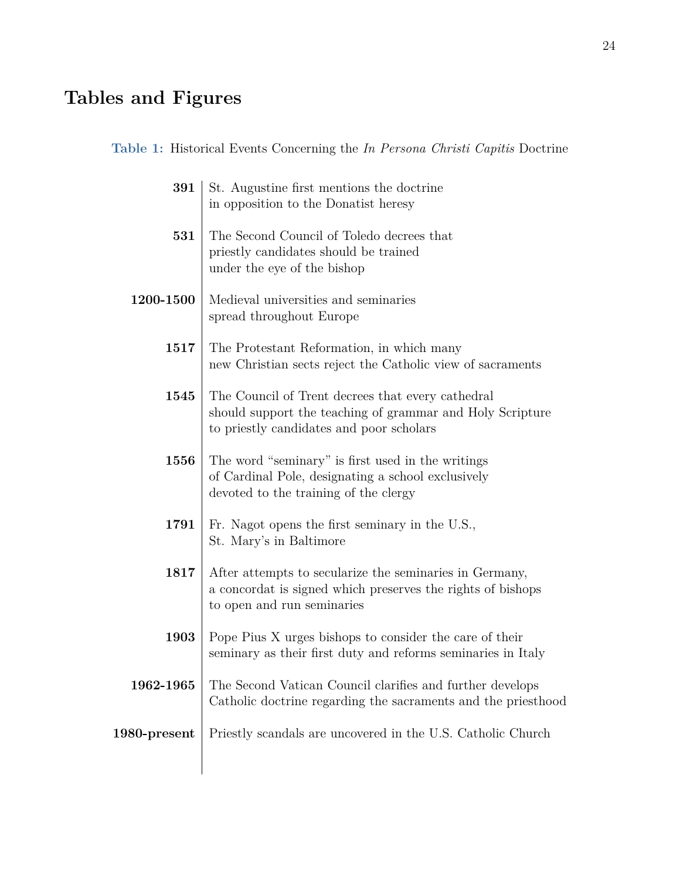# Tables and Figures

**Table 1:** Historical Events Concerning the *In Persona Christi Capitis* Doctrine

| Year | Event |
|---|---|
| **391** | St. Augustine first mentions the doctrine in opposition to the Donatist heresy |
| **531** | The Second Council of Toledo decrees that priestly candidates should be trained under the eye of the bishop |
| **1200-1500** | Medieval universities and seminaries spread throughout Europe |
| **1517** | The Protestant Reformation, in which many new Christian sects reject the Catholic view of sacraments |
| **1545** | The Council of Trent decrees that every cathedral should support the teaching of grammar and Holy Scripture to priestly candidates and poor scholars |
| **1556** | The word "seminary" is first used in the writings of Cardinal Pole, designating a school exclusively devoted to the training of the clergy |
| **1791** | Fr. Nagot opens the first seminary in the U.S., St. Mary's in Baltimore |
| **1817** | After attempts to secularize the seminaries in Germany, a concordat is signed which preserves the rights of bishops to open and run seminaries |
| **1903** | Pope Pius X urges bishops to consider the care of their seminary as their first duty and reforms seminaries in Italy |
| **1962-1965** | The Second Vatican Council clarifies and further develops Catholic doctrine regarding the sacraments and the priesthood |
| **1980-present** | Priestly scandals are uncovered in the U.S. Catholic Church |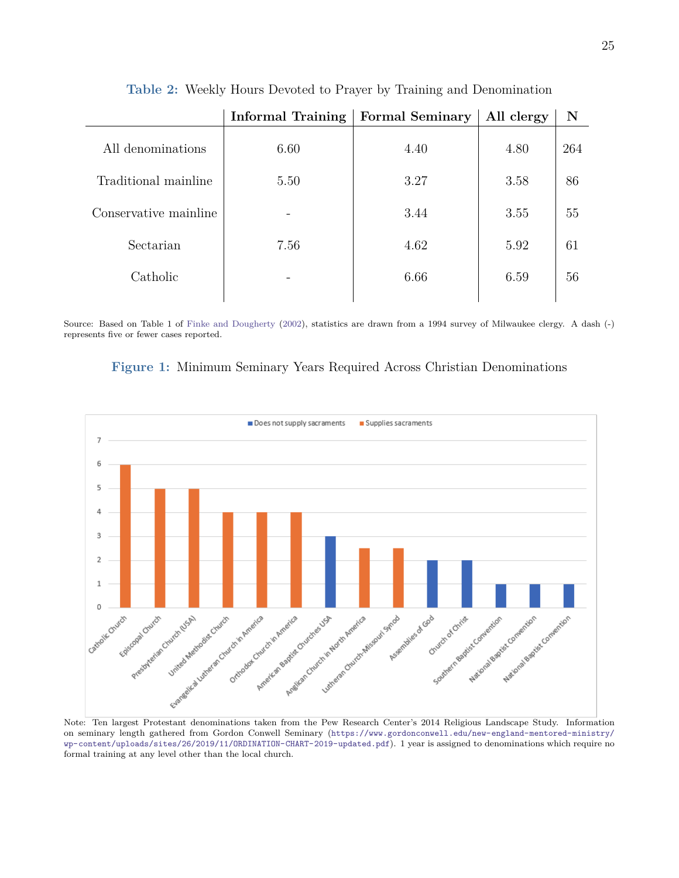**Table 2:** Weekly Hours Devoted to Prayer by Training and Denomination

| | Informal Training | Formal Seminary | All clergy | N |
|---|---|---|---|---|
| All denominations | 6.60 | 4.40 | 4.80 | 264 |
| Traditional mainline | 5.50 | 3.27 | 3.58 | 86 |
| Conservative mainline | - | 3.44 | 3.55 | 55 |
| Sectarian | 7.56 | 4.62 | 5.92 | 61 |
| Catholic | - | 6.66 | 6.59 | 56 |

Source: Based on Table 1 of Finke and Dougherty (2002), statistics are drawn from a 1994 survey of Milwaukee clergy. A dash (-) represents five or fewer cases reported.

**Figure 1:** Minimum Seminary Years Required Across Christian Denominations

Note: Ten largest Protestant denominations taken from the Pew Research Center's 2014 Religious Landscape Study. Information on seminary length gathered from Gordon Conwell Seminary (https://www.gordonconwell.edu/new-england-mentored-ministry/wp-content/uploads/sites/26/2019/11/ORDINATION-CHART-2019-updated.pdf). 1 year is assigned to denominations which require no formal training at any level other than the local church.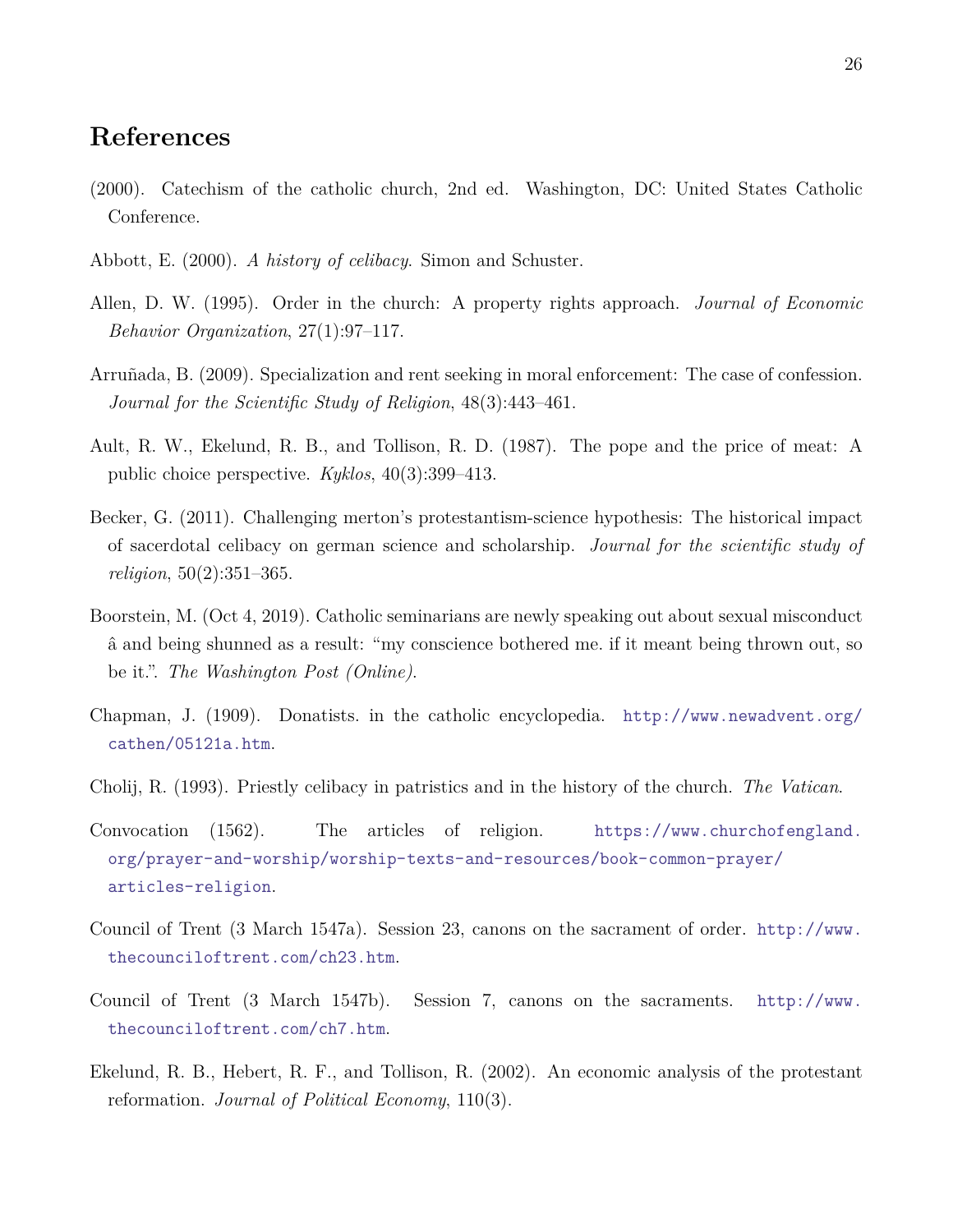## References

(2000). Catechism of the catholic church, 2nd ed. Washington, DC: United States Catholic Conference.

Abbott, E. (2000). *A history of celibacy*. Simon and Schuster.

Allen, D. W. (1995). Order in the church: A property rights approach. *Journal of Economic Behavior Organization*, 27(1):97–117.

Arruñada, B. (2009). Specialization and rent seeking in moral enforcement: The case of confession. *Journal for the Scientific Study of Religion*, 48(3):443–461.

Ault, R. W., Ekelund, R. B., and Tollison, R. D. (1987). The pope and the price of meat: A public choice perspective. *Kyklos*, 40(3):399–413.

Becker, G. (2011). Challenging merton's protestantism-science hypothesis: The historical impact of sacerdotal celibacy on german science and scholarship. *Journal for the scientific study of religion*, 50(2):351–365.

Boorstein, M. (Oct 4, 2019). Catholic seminarians are newly speaking out about sexual misconduct â and being shunned as a result: "my conscience bothered me. if it meant being thrown out, so be it.". *The Washington Post (Online)*.

Chapman, J. (1909). Donatists. in the catholic encyclopedia. http://www.newadvent.org/cathen/05121a.htm.

Cholij, R. (1993). Priestly celibacy in patristics and in the history of the church. *The Vatican*.

Convocation (1562). The articles of religion. https://www.churchofengland.org/prayer-and-worship/worship-texts-and-resources/book-common-prayer/articles-religion.

Council of Trent (3 March 1547a). Session 23, canons on the sacrament of order. http://www.thecounciloftrent.com/ch23.htm.

Council of Trent (3 March 1547b). Session 7, canons on the sacraments. http://www.thecounciloftrent.com/ch7.htm.

Ekelund, R. B., Hebert, R. F., and Tollison, R. (2002). An economic analysis of the protestant reformation. *Journal of Political Economy*, 110(3).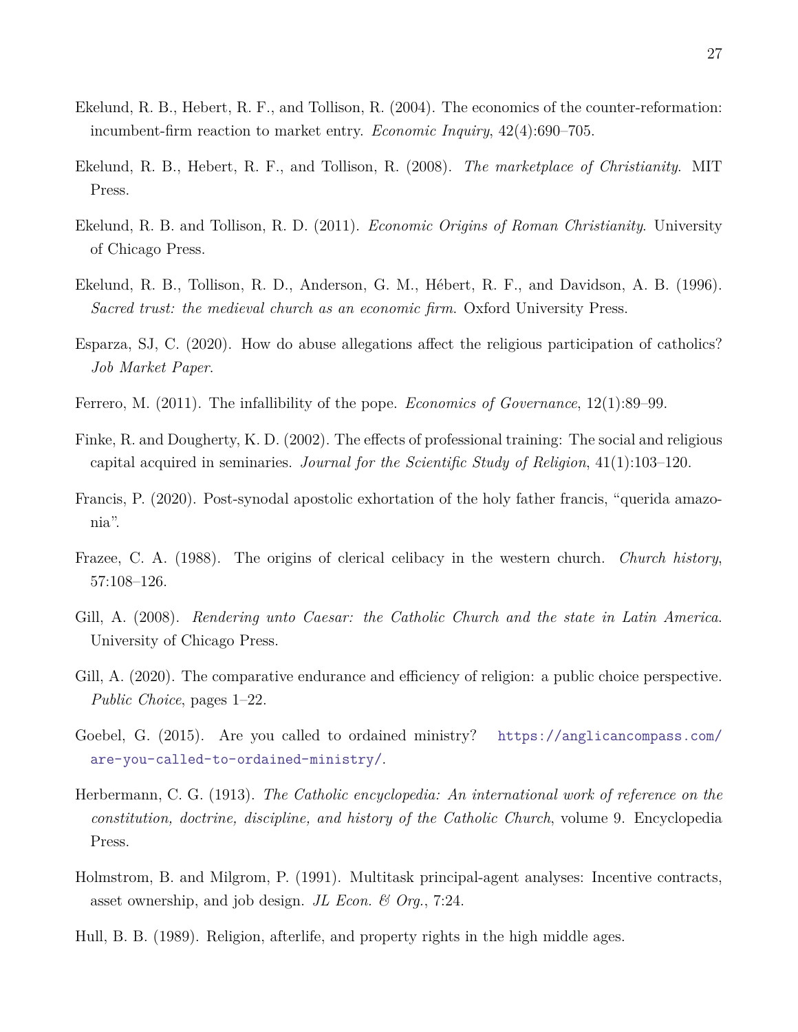Ekelund, R. B., Hebert, R. F., and Tollison, R. (2004). The economics of the counter-reformation: incumbent-firm reaction to market entry. *Economic Inquiry*, 42(4):690–705.

Ekelund, R. B., Hebert, R. F., and Tollison, R. (2008). *The marketplace of Christianity*. MIT Press.

Ekelund, R. B. and Tollison, R. D. (2011). *Economic Origins of Roman Christianity*. University of Chicago Press.

Ekelund, R. B., Tollison, R. D., Anderson, G. M., Hébert, R. F., and Davidson, A. B. (1996). *Sacred trust: the medieval church as an economic firm*. Oxford University Press.

Esparza, SJ, C. (2020). How do abuse allegations affect the religious participation of catholics? *Job Market Paper*.

Ferrero, M. (2011). The infallibility of the pope. *Economics of Governance*, 12(1):89–99.

Finke, R. and Dougherty, K. D. (2002). The effects of professional training: The social and religious capital acquired in seminaries. *Journal for the Scientific Study of Religion*, 41(1):103–120.

Francis, P. (2020). Post-synodal apostolic exhortation of the holy father francis, "querida amazonia".

Frazee, C. A. (1988). The origins of clerical celibacy in the western church. *Church history*, 57:108–126.

Gill, A. (2008). *Rendering unto Caesar: the Catholic Church and the state in Latin America*. University of Chicago Press.

Gill, A. (2020). The comparative endurance and efficiency of religion: a public choice perspective. *Public Choice*, pages 1–22.

Goebel, G. (2015). Are you called to ordained ministry? https://anglicancompass.com/are-you-called-to-ordained-ministry/.

Herbermann, C. G. (1913). *The Catholic encyclopedia: An international work of reference on the constitution, doctrine, discipline, and history of the Catholic Church*, volume 9. Encyclopedia Press.

Holmstrom, B. and Milgrom, P. (1991). Multitask principal-agent analyses: Incentive contracts, asset ownership, and job design. *JL Econ. & Org.*, 7:24.

Hull, B. B. (1989). Religion, afterlife, and property rights in the high middle ages.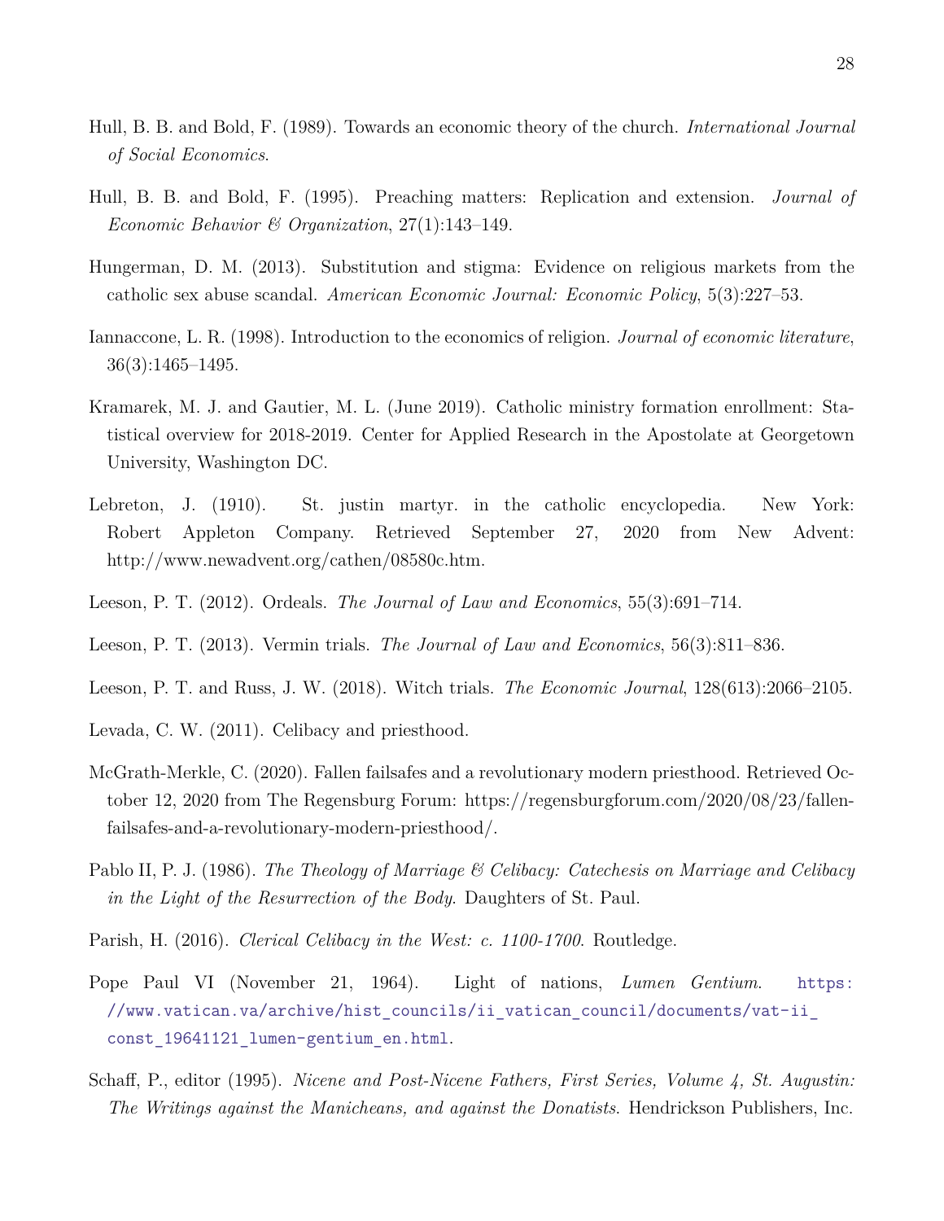Hull, B. B. and Bold, F. (1989). Towards an economic theory of the church. *International Journal of Social Economics*.

Hull, B. B. and Bold, F. (1995). Preaching matters: Replication and extension. *Journal of Economic Behavior & Organization*, 27(1):143–149.

Hungerman, D. M. (2013). Substitution and stigma: Evidence on religious markets from the catholic sex abuse scandal. *American Economic Journal: Economic Policy*, 5(3):227–53.

Iannaccone, L. R. (1998). Introduction to the economics of religion. *Journal of economic literature*, 36(3):1465–1495.

Kramarek, M. J. and Gautier, M. L. (June 2019). Catholic ministry formation enrollment: Statistical overview for 2018-2019. Center for Applied Research in the Apostolate at Georgetown University, Washington DC.

Lebreton, J. (1910). St. justin martyr. in the catholic encyclopedia. New York: Robert Appleton Company. Retrieved September 27, 2020 from New Advent: http://www.newadvent.org/cathen/08580c.htm.

Leeson, P. T. (2012). Ordeals. *The Journal of Law and Economics*, 55(3):691–714.

Leeson, P. T. (2013). Vermin trials. *The Journal of Law and Economics*, 56(3):811–836.

Leeson, P. T. and Russ, J. W. (2018). Witch trials. *The Economic Journal*, 128(613):2066–2105.

Levada, C. W. (2011). Celibacy and priesthood.

McGrath-Merkle, C. (2020). Fallen failsafes and a revolutionary modern priesthood. Retrieved October 12, 2020 from The Regensburg Forum: https://regensburgforum.com/2020/08/23/fallen-failsafes-and-a-revolutionary-modern-priesthood/.

Pablo II, P. J. (1986). *The Theology of Marriage & Celibacy: Catechesis on Marriage and Celibacy in the Light of the Resurrection of the Body*. Daughters of St. Paul.

Parish, H. (2016). *Clerical Celibacy in the West: c. 1100-1700*. Routledge.

Pope Paul VI (November 21, 1964). Light of nations, *Lumen Gentium*. https://www.vatican.va/archive/hist_councils/ii_vatican_council/documents/vat-ii_const_19641121_lumen-gentium_en.html.

Schaff, P., editor (1995). *Nicene and Post-Nicene Fathers, First Series, Volume 4, St. Augustin: The Writings against the Manicheans, and against the Donatists*. Hendrickson Publishers, Inc.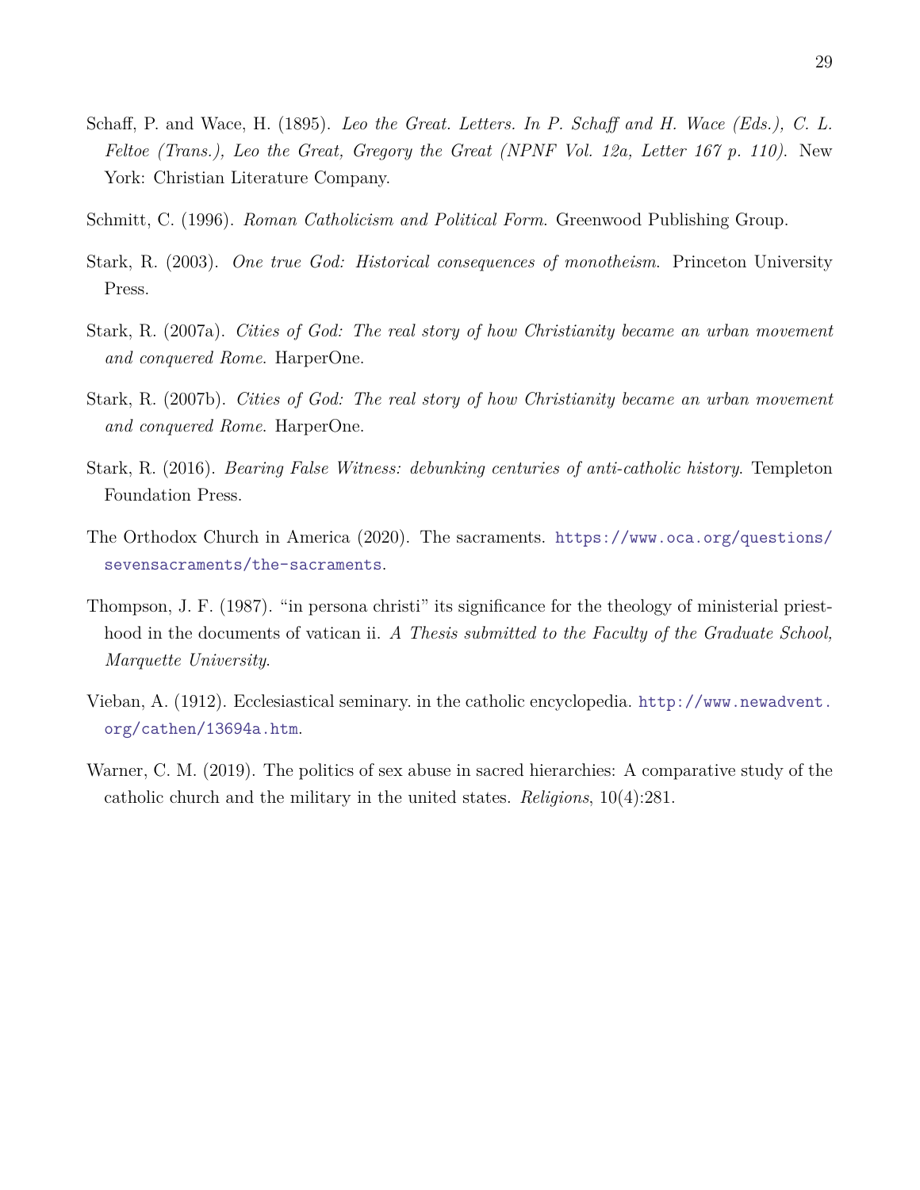Schaff, P. and Wace, H. (1895). *Leo the Great. Letters. In P. Schaff and H. Wace (Eds.), C. L. Feltoe (Trans.), Leo the Great, Gregory the Great (NPNF Vol. 12a, Letter 167 p. 110).* New York: Christian Literature Company.

Schmitt, C. (1996). *Roman Catholicism and Political Form*. Greenwood Publishing Group.

Stark, R. (2003). *One true God: Historical consequences of monotheism*. Princeton University Press.

Stark, R. (2007a). *Cities of God: The real story of how Christianity became an urban movement and conquered Rome*. HarperOne.

Stark, R. (2007b). *Cities of God: The real story of how Christianity became an urban movement and conquered Rome*. HarperOne.

Stark, R. (2016). *Bearing False Witness: debunking centuries of anti-catholic history*. Templeton Foundation Press.

The Orthodox Church in America (2020). The sacraments. https://www.oca.org/questions/sevensacraments/the-sacraments.

Thompson, J. F. (1987). "in persona christi" its significance for the theology of ministerial priesthood in the documents of vatican ii. *A Thesis submitted to the Faculty of the Graduate School, Marquette University*.

Vieban, A. (1912). Ecclesiastical seminary. in the catholic encyclopedia. http://www.newadvent.org/cathen/13694a.htm.

Warner, C. M. (2019). The politics of sex abuse in sacred hierarchies: A comparative study of the catholic church and the military in the united states. *Religions*, 10(4):281.